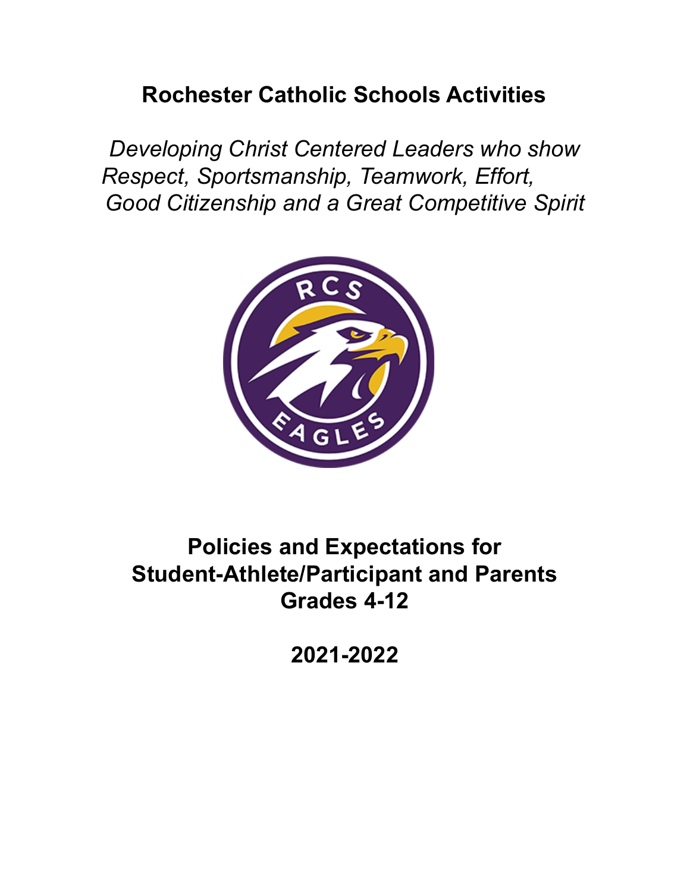# Rochester Catholic Schools Activities

*Developing Christ Centered Leaders who show Respect, Sportsmanship, Teamwork, Effort, Good Citizenship and a Great Competitive Spirit*

## Policies and Expectations for Student-Athlete/Participant and Parents Grades 4-12

## 2021-2022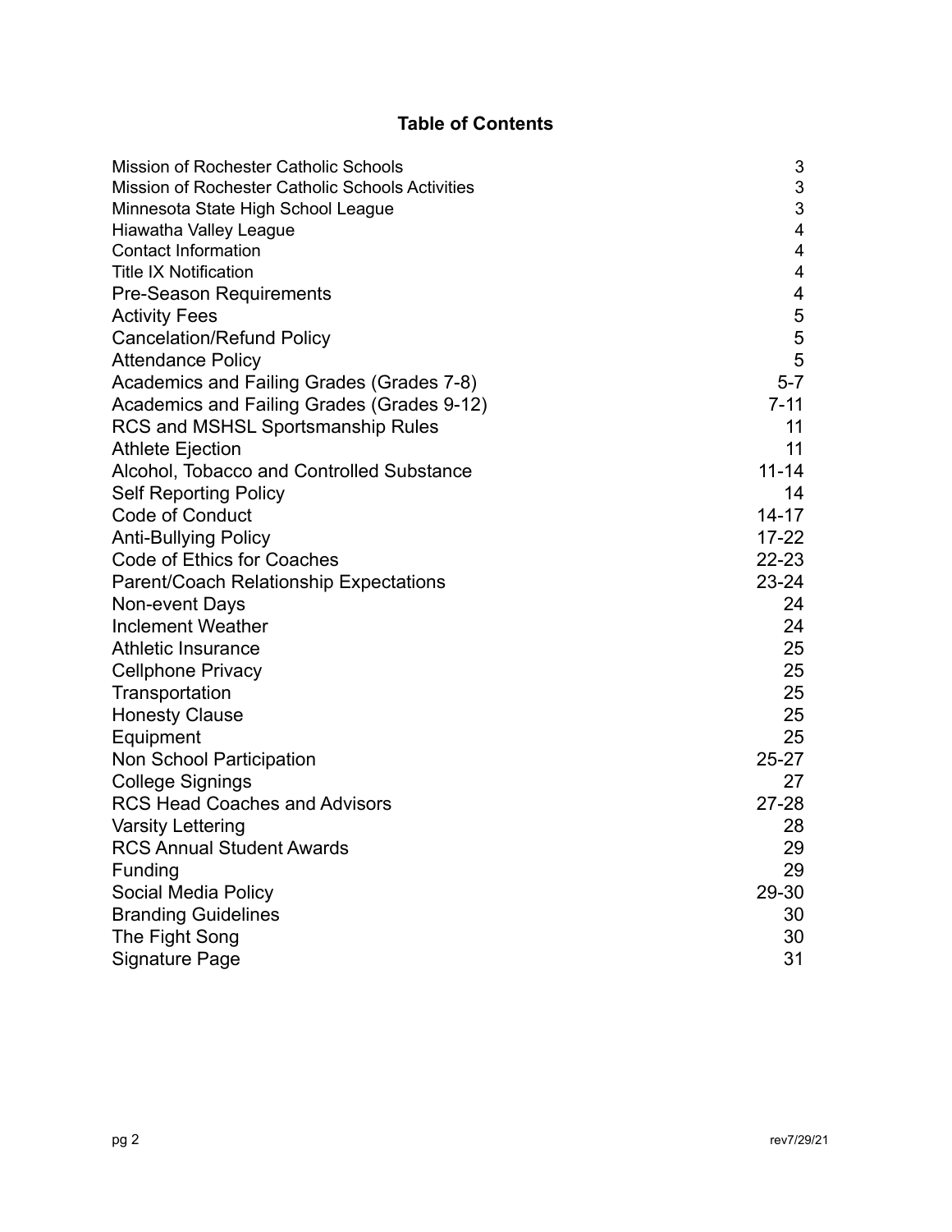# Table of Contents

| | |
|---|---|
| Mission of Rochester Catholic Schools | 3 |
| Mission of Rochester Catholic Schools Activities | 3 |
| Minnesota State High School League | 3 |
| Hiawatha Valley League | 4 |
| Contact Information | 4 |
| Title IX Notification | 4 |
| Pre-Season Requirements | 4 |
| Activity Fees | 5 |
| Cancelation/Refund Policy | 5 |
| Attendance Policy | 5 |
| Academics and Failing Grades (Grades 7-8) | 5-7 |
| Academics and Failing Grades (Grades 9-12) | 7-11 |
| RCS and MSHSL Sportsmanship Rules | 11 |
| Athlete Ejection | 11 |
| Alcohol, Tobacco and Controlled Substance | 11-14 |
| Self Reporting Policy | 14 |
| Code of Conduct | 14-17 |
| Anti-Bullying Policy | 17-22 |
| Code of Ethics for Coaches | 22-23 |
| Parent/Coach Relationship Expectations | 23-24 |
| Non-event Days | 24 |
| Inclement Weather | 24 |
| Athletic Insurance | 25 |
| Cellphone Privacy | 25 |
| Transportation | 25 |
| Honesty Clause | 25 |
| Equipment | 25 |
| Non School Participation | 25-27 |
| College Signings | 27 |
| RCS Head Coaches and Advisors | 27-28 |
| Varsity Lettering | 28 |
| RCS Annual Student Awards | 29 |
| Funding | 29 |
| Social Media Policy | 29-30 |
| Branding Guidelines | 30 |
| The Fight Song | 30 |
| Signature Page | 31 |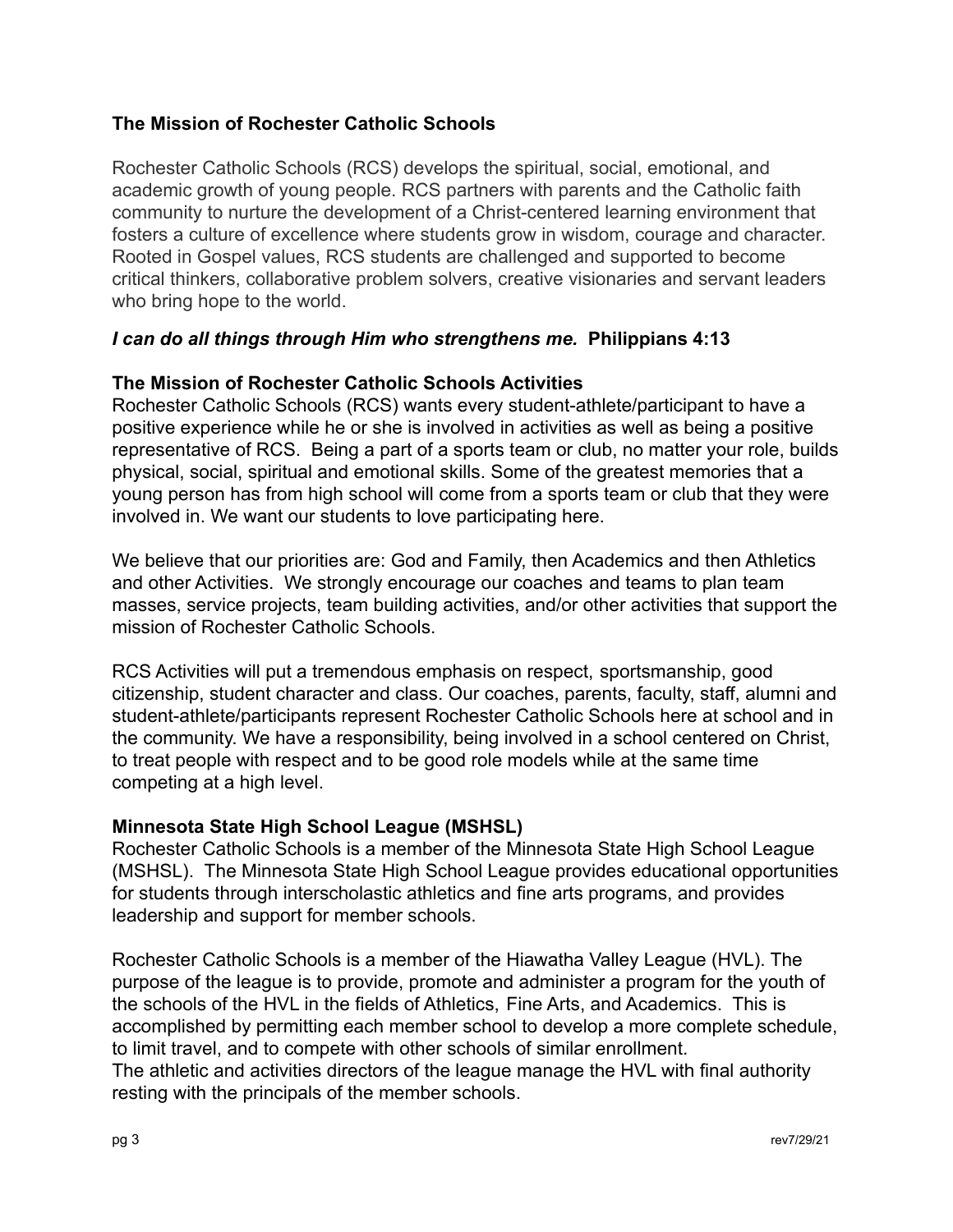## The Mission of Rochester Catholic Schools

Rochester Catholic Schools (RCS) develops the spiritual, social, emotional, and academic growth of young people. RCS partners with parents and the Catholic faith community to nurture the development of a Christ-centered learning environment that fosters a culture of excellence where students grow in wisdom, courage and character. Rooted in Gospel values, RCS students are challenged and supported to become critical thinkers, collaborative problem solvers, creative visionaries and servant leaders who bring hope to the world.

***I can do all things through Him who strengthens me.*** **Philippians 4:13**

## The Mission of Rochester Catholic Schools Activities

Rochester Catholic Schools (RCS) wants every student-athlete/participant to have a positive experience while he or she is involved in activities as well as being a positive representative of RCS. Being a part of a sports team or club, no matter your role, builds physical, social, spiritual and emotional skills. Some of the greatest memories that a young person has from high school will come from a sports team or club that they were involved in. We want our students to love participating here.

We believe that our priorities are: God and Family, then Academics and then Athletics and other Activities. We strongly encourage our coaches and teams to plan team masses, service projects, team building activities, and/or other activities that support the mission of Rochester Catholic Schools.

RCS Activities will put a tremendous emphasis on respect, sportsmanship, good citizenship, student character and class. Our coaches, parents, faculty, staff, alumni and student-athlete/participants represent Rochester Catholic Schools here at school and in the community. We have a responsibility, being involved in a school centered on Christ, to treat people with respect and to be good role models while at the same time competing at a high level.

## Minnesota State High School League (MSHSL)

Rochester Catholic Schools is a member of the Minnesota State High School League (MSHSL). The Minnesota State High School League provides educational opportunities for students through interscholastic athletics and fine arts programs, and provides leadership and support for member schools.

Rochester Catholic Schools is a member of the Hiawatha Valley League (HVL). The purpose of the league is to provide, promote and administer a program for the youth of the schools of the HVL in the fields of Athletics, Fine Arts, and Academics. This is accomplished by permitting each member school to develop a more complete schedule, to limit travel, and to compete with other schools of similar enrollment.
The athletic and activities directors of the league manage the HVL with final authority resting with the principals of the member schools.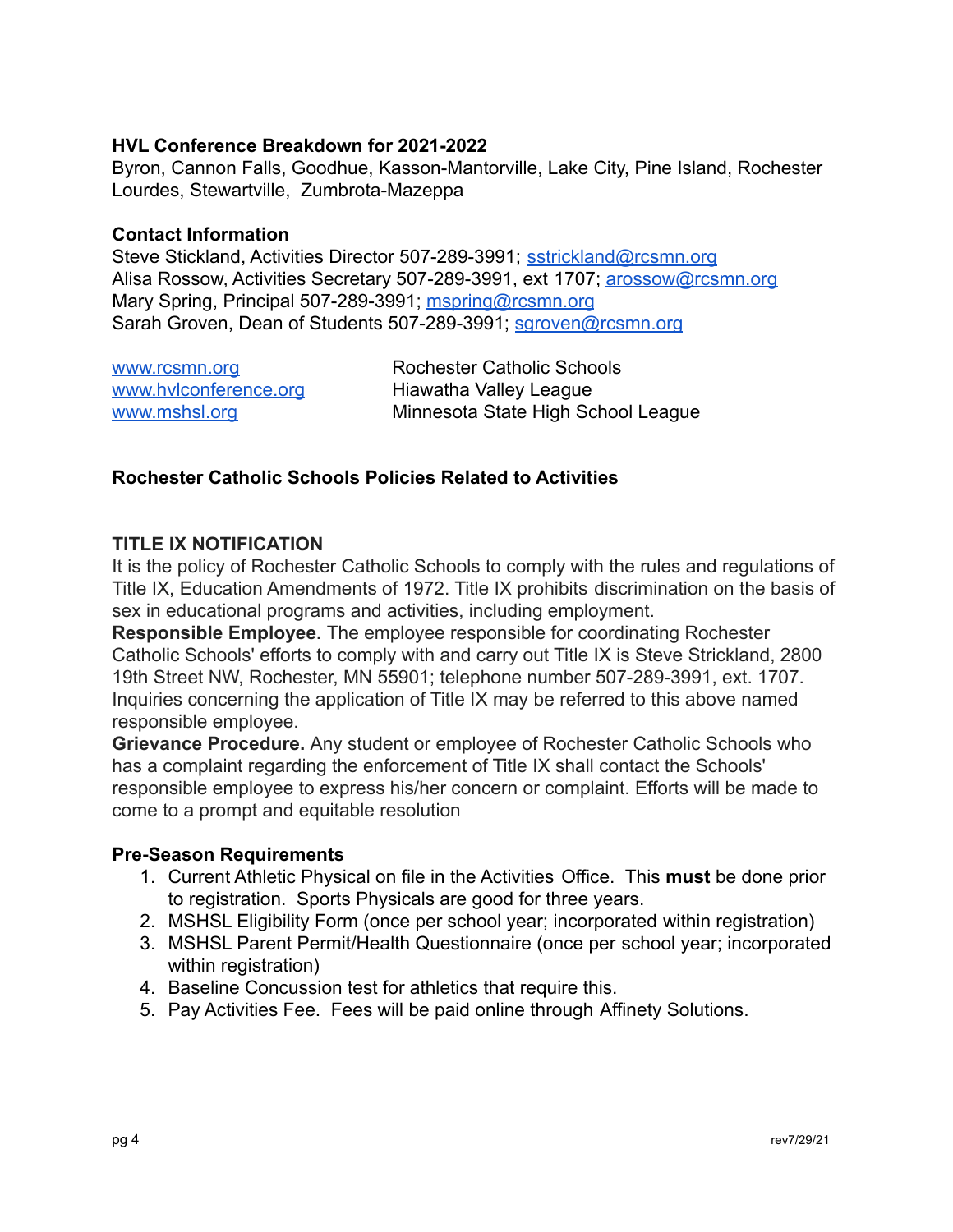**HVL Conference Breakdown for 2021-2022**

Byron, Cannon Falls, Goodhue, Kasson-Mantorville, Lake City, Pine Island, Rochester Lourdes, Stewartville, Zumbrota-Mazeppa

**Contact Information**

Steve Stickland, Activities Director 507-289-3991; sstrickland@rcsmn.org
Alisa Rossow, Activities Secretary 507-289-3991, ext 1707; arossow@rcsmn.org
Mary Spring, Principal 507-289-3991; mspring@rcsmn.org
Sarah Groven, Dean of Students 507-289-3991; sgroven@rcsmn.org

| | |
|---|---|
| www.rcsmn.org | Rochester Catholic Schools |
| www.hvlconference.org | Hiawatha Valley League |
| www.mshsl.org | Minnesota State High School League |

**Rochester Catholic Schools Policies Related to Activities**

**TITLE IX NOTIFICATION**

It is the policy of Rochester Catholic Schools to comply with the rules and regulations of Title IX, Education Amendments of 1972. Title IX prohibits discrimination on the basis of sex in educational programs and activities, including employment.

**Responsible Employee.** The employee responsible for coordinating Rochester Catholic Schools' efforts to comply with and carry out Title IX is Steve Strickland, 2800 19th Street NW, Rochester, MN 55901; telephone number 507-289-3991, ext. 1707. Inquiries concerning the application of Title IX may be referred to this above named responsible employee.

**Grievance Procedure.** Any student or employee of Rochester Catholic Schools who has a complaint regarding the enforcement of Title IX shall contact the Schools' responsible employee to express his/her concern or complaint. Efforts will be made to come to a prompt and equitable resolution

**Pre-Season Requirements**

1. Current Athletic Physical on file in the Activities Office. This **must** be done prior to registration. Sports Physicals are good for three years.
2. MSHSL Eligibility Form (once per school year; incorporated within registration)
3. MSHSL Parent Permit/Health Questionnaire (once per school year; incorporated within registration)
4. Baseline Concussion test for athletics that require this.
5. Pay Activities Fee. Fees will be paid online through Affinety Solutions.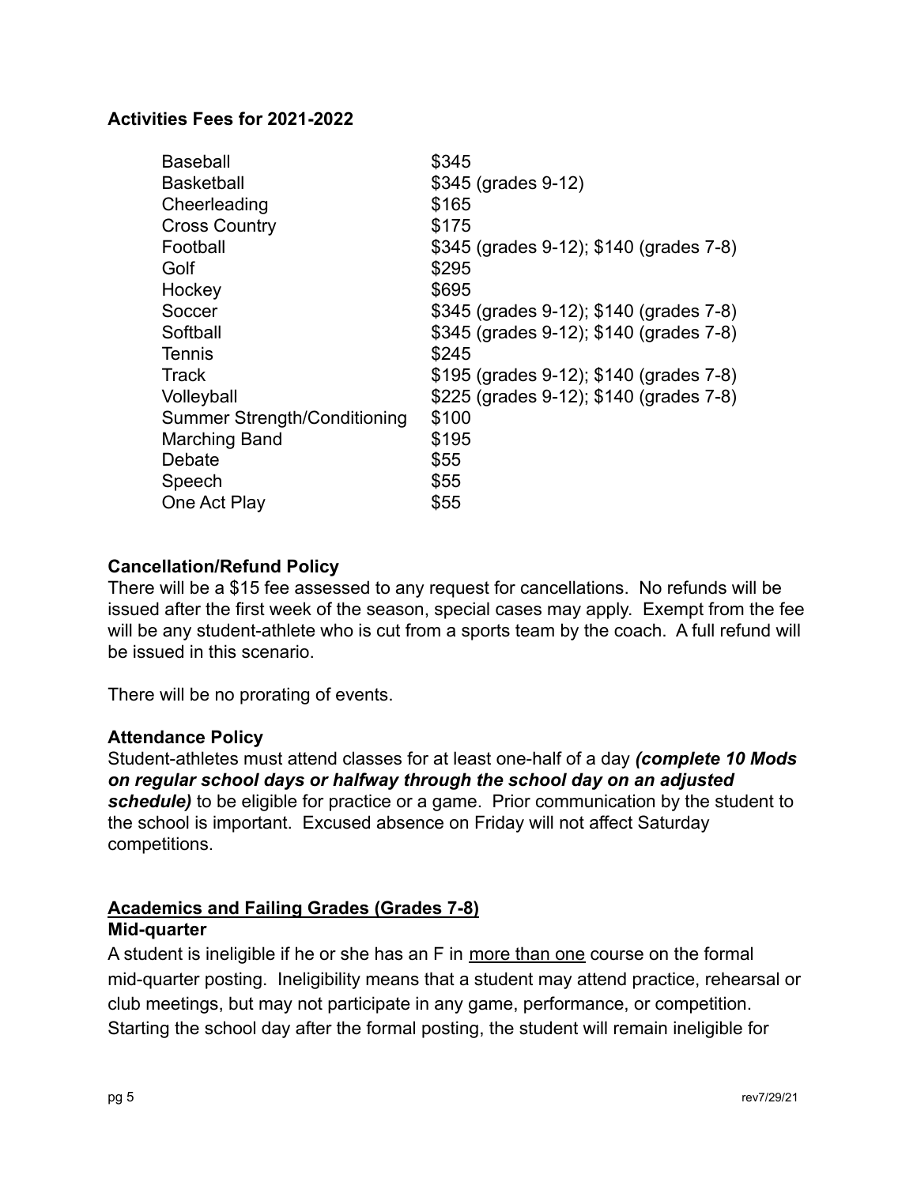**Activities Fees for 2021-2022**

| Activity | Fee |
|---|---|
| Baseball | $345 |
| Basketball | $345 (grades 9-12) |
| Cheerleading | $165 |
| Cross Country | $175 |
| Football | $345 (grades 9-12); $140 (grades 7-8) |
| Golf | $295 |
| Hockey | $695 |
| Soccer | $345 (grades 9-12); $140 (grades 7-8) |
| Softball | $345 (grades 9-12); $140 (grades 7-8) |
| Tennis | $245 |
| Track | $195 (grades 9-12); $140 (grades 7-8) |
| Volleyball | $225 (grades 9-12); $140 (grades 7-8) |
| Summer Strength/Conditioning | $100 |
| Marching Band | $195 |
| Debate | $55 |
| Speech | $55 |
| One Act Play | $55 |

**Cancellation/Refund Policy**

There will be a $15 fee assessed to any request for cancellations. No refunds will be issued after the first week of the season, special cases may apply. Exempt from the fee will be any student-athlete who is cut from a sports team by the coach. A full refund will be issued in this scenario.

There will be no prorating of events.

**Attendance Policy**

Student-athletes must attend classes for at least one-half of a day ***(complete 10 Mods on regular school days or halfway through the school day on an adjusted schedule)*** to be eligible for practice or a game. Prior communication by the student to the school is important. Excused absence on Friday will not affect Saturday competitions.

**Academics and Failing Grades (Grades 7-8)**

**Mid-quarter**

A student is ineligible if he or she has an F in more than one course on the formal mid-quarter posting. Ineligibility means that a student may attend practice, rehearsal or club meetings, but may not participate in any game, performance, or competition. Starting the school day after the formal posting, the student will remain ineligible for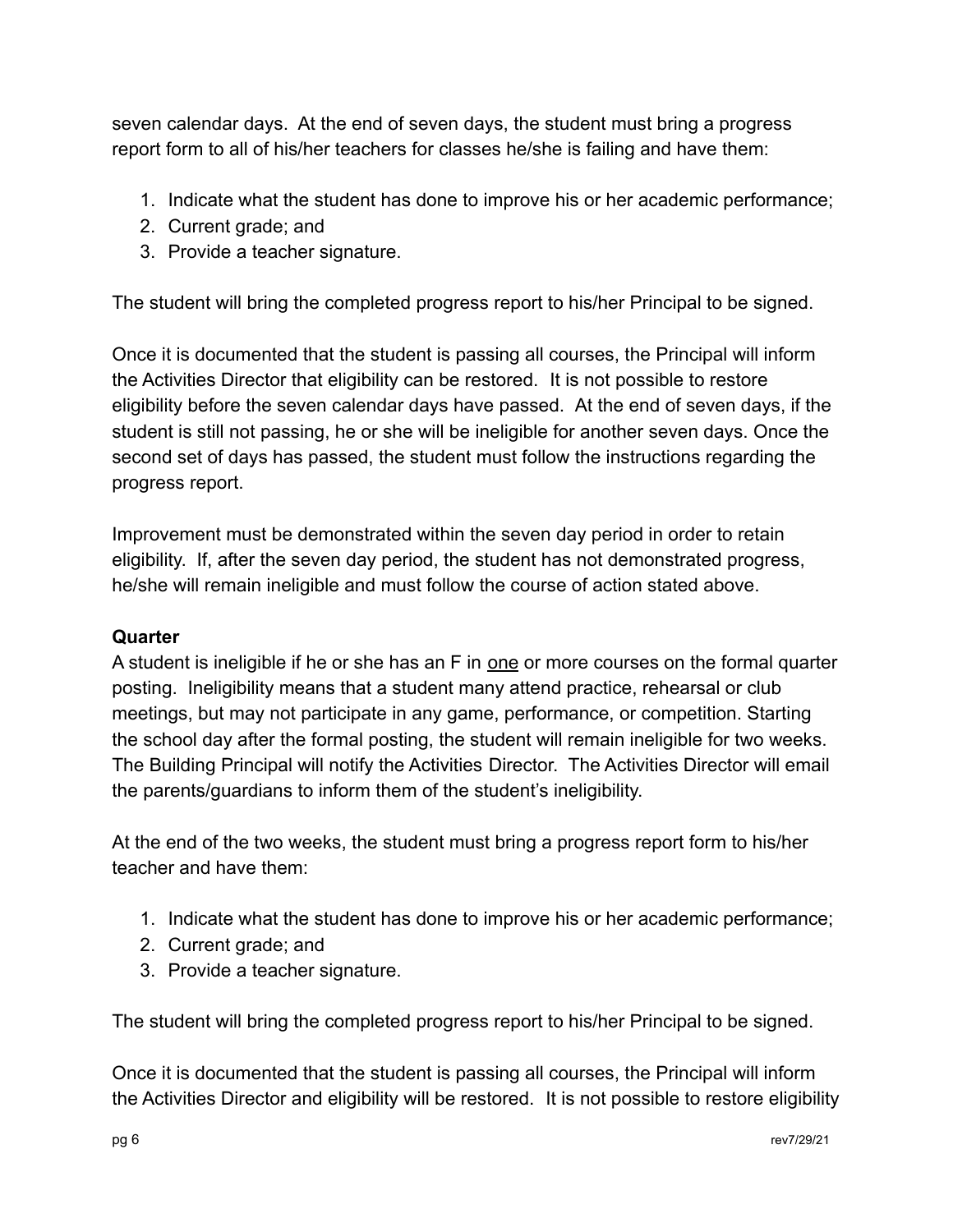seven calendar days. At the end of seven days, the student must bring a progress report form to all of his/her teachers for classes he/she is failing and have them:

1. Indicate what the student has done to improve his or her academic performance;
2. Current grade; and
3. Provide a teacher signature.

The student will bring the completed progress report to his/her Principal to be signed.

Once it is documented that the student is passing all courses, the Principal will inform the Activities Director that eligibility can be restored. It is not possible to restore eligibility before the seven calendar days have passed. At the end of seven days, if the student is still not passing, he or she will be ineligible for another seven days. Once the second set of days has passed, the student must follow the instructions regarding the progress report.

Improvement must be demonstrated within the seven day period in order to retain eligibility. If, after the seven day period, the student has not demonstrated progress, he/she will remain ineligible and must follow the course of action stated above.

**Quarter**

A student is ineligible if he or she has an F in <u>one</u> or more courses on the formal quarter posting. Ineligibility means that a student many attend practice, rehearsal or club meetings, but may not participate in any game, performance, or competition. Starting the school day after the formal posting, the student will remain ineligible for two weeks. The Building Principal will notify the Activities Director. The Activities Director will email the parents/guardians to inform them of the student's ineligibility.

At the end of the two weeks, the student must bring a progress report form to his/her teacher and have them:

1. Indicate what the student has done to improve his or her academic performance;
2. Current grade; and
3. Provide a teacher signature.

The student will bring the completed progress report to his/her Principal to be signed.

Once it is documented that the student is passing all courses, the Principal will inform the Activities Director and eligibility will be restored. It is not possible to restore eligibility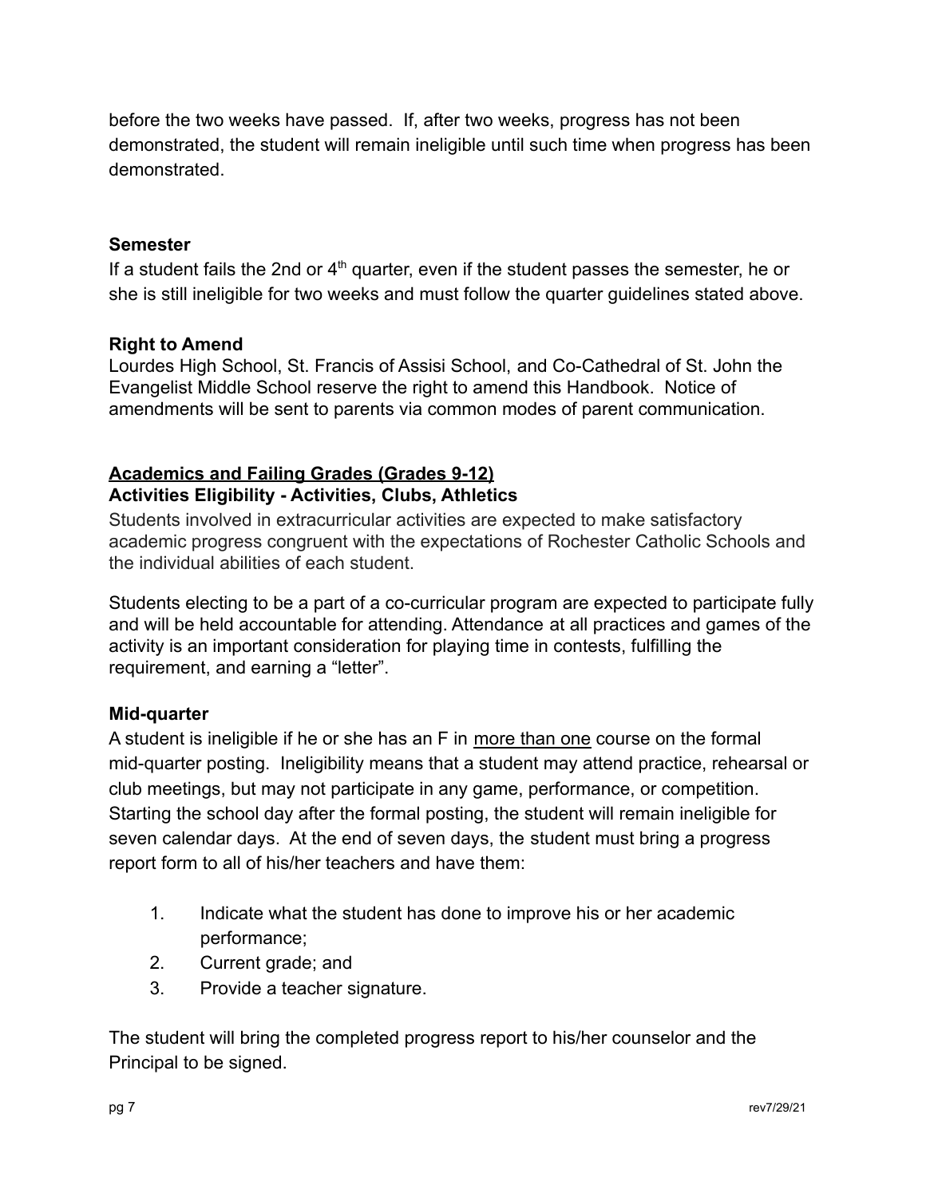before the two weeks have passed. If, after two weeks, progress has not been demonstrated, the student will remain ineligible until such time when progress has been demonstrated.

**Semester**

If a student fails the 2nd or 4th quarter, even if the student passes the semester, he or she is still ineligible for two weeks and must follow the quarter guidelines stated above.

**Right to Amend**

Lourdes High School, St. Francis of Assisi School, and Co-Cathedral of St. John the Evangelist Middle School reserve the right to amend this Handbook. Notice of amendments will be sent to parents via common modes of parent communication.

**Academics and Failing Grades (Grades 9-12)**

**Activities Eligibility - Activities, Clubs, Athletics**

Students involved in extracurricular activities are expected to make satisfactory academic progress congruent with the expectations of Rochester Catholic Schools and the individual abilities of each student.

Students electing to be a part of a co-curricular program are expected to participate fully and will be held accountable for attending. Attendance at all practices and games of the activity is an important consideration for playing time in contests, fulfilling the requirement, and earning a "letter".

**Mid-quarter**

A student is ineligible if he or she has an F in more than one course on the formal mid-quarter posting. Ineligibility means that a student may attend practice, rehearsal or club meetings, but may not participate in any game, performance, or competition. Starting the school day after the formal posting, the student will remain ineligible for seven calendar days. At the end of seven days, the student must bring a progress report form to all of his/her teachers and have them:

1. Indicate what the student has done to improve his or her academic performance;
2. Current grade; and
3. Provide a teacher signature.

The student will bring the completed progress report to his/her counselor and the Principal to be signed.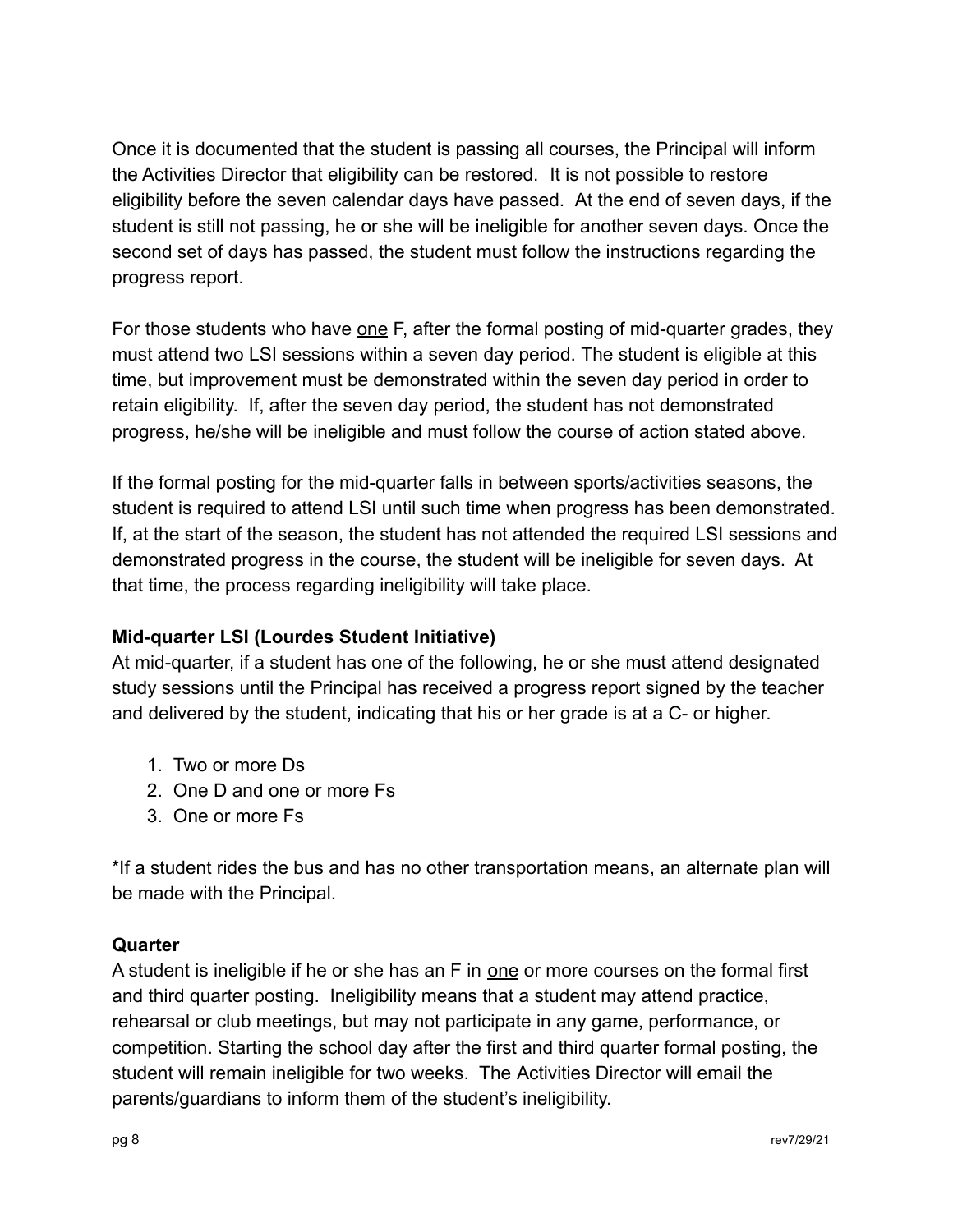Once it is documented that the student is passing all courses, the Principal will inform the Activities Director that eligibility can be restored. It is not possible to restore eligibility before the seven calendar days have passed. At the end of seven days, if the student is still not passing, he or she will be ineligible for another seven days. Once the second set of days has passed, the student must follow the instructions regarding the progress report.

For those students who have <u>one</u> F, after the formal posting of mid-quarter grades, they must attend two LSI sessions within a seven day period. The student is eligible at this time, but improvement must be demonstrated within the seven day period in order to retain eligibility. If, after the seven day period, the student has not demonstrated progress, he/she will be ineligible and must follow the course of action stated above.

If the formal posting for the mid-quarter falls in between sports/activities seasons, the student is required to attend LSI until such time when progress has been demonstrated. If, at the start of the season, the student has not attended the required LSI sessions and demonstrated progress in the course, the student will be ineligible for seven days. At that time, the process regarding ineligibility will take place.

**Mid-quarter LSI (Lourdes Student Initiative)**

At mid-quarter, if a student has one of the following, he or she must attend designated study sessions until the Principal has received a progress report signed by the teacher and delivered by the student, indicating that his or her grade is at a C- or higher.

1. Two or more Ds
2. One D and one or more Fs
3. One or more Fs

*If a student rides the bus and has no other transportation means, an alternate plan will be made with the Principal.

**Quarter**

A student is ineligible if he or she has an F in <u>one</u> or more courses on the formal first and third quarter posting. Ineligibility means that a student may attend practice, rehearsal or club meetings, but may not participate in any game, performance, or competition. Starting the school day after the first and third quarter formal posting, the student will remain ineligible for two weeks. The Activities Director will email the parents/guardians to inform them of the student's ineligibility.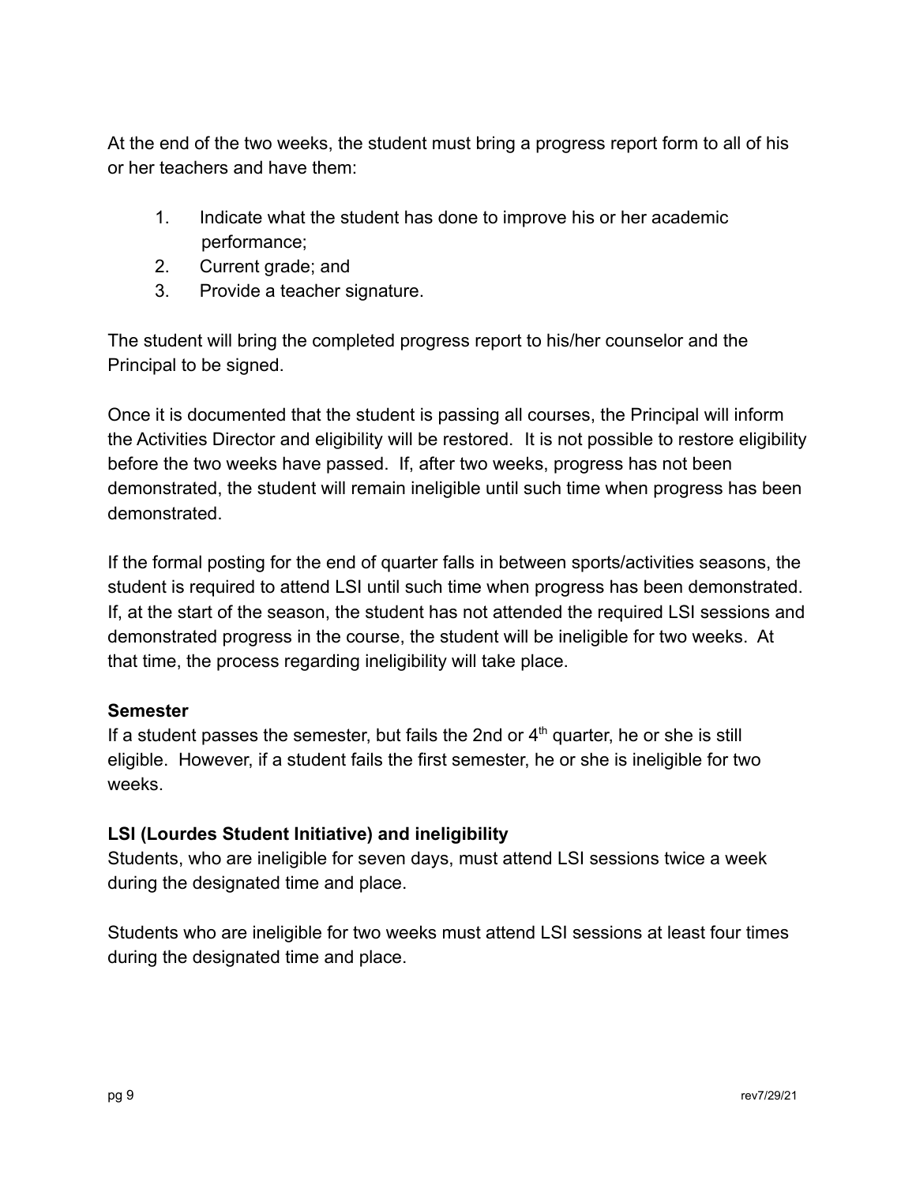At the end of the two weeks, the student must bring a progress report form to all of his or her teachers and have them:

1. Indicate what the student has done to improve his or her academic performance;
2. Current grade; and
3. Provide a teacher signature.

The student will bring the completed progress report to his/her counselor and the Principal to be signed.

Once it is documented that the student is passing all courses, the Principal will inform the Activities Director and eligibility will be restored. It is not possible to restore eligibility before the two weeks have passed. If, after two weeks, progress has not been demonstrated, the student will remain ineligible until such time when progress has been demonstrated.

If the formal posting for the end of quarter falls in between sports/activities seasons, the student is required to attend LSI until such time when progress has been demonstrated. If, at the start of the season, the student has not attended the required LSI sessions and demonstrated progress in the course, the student will be ineligible for two weeks. At that time, the process regarding ineligibility will take place.

**Semester**

If a student passes the semester, but fails the 2nd or 4th quarter, he or she is still eligible. However, if a student fails the first semester, he or she is ineligible for two weeks.

**LSI (Lourdes Student Initiative) and ineligibility**

Students, who are ineligible for seven days, must attend LSI sessions twice a week during the designated time and place.

Students who are ineligible for two weeks must attend LSI sessions at least four times during the designated time and place.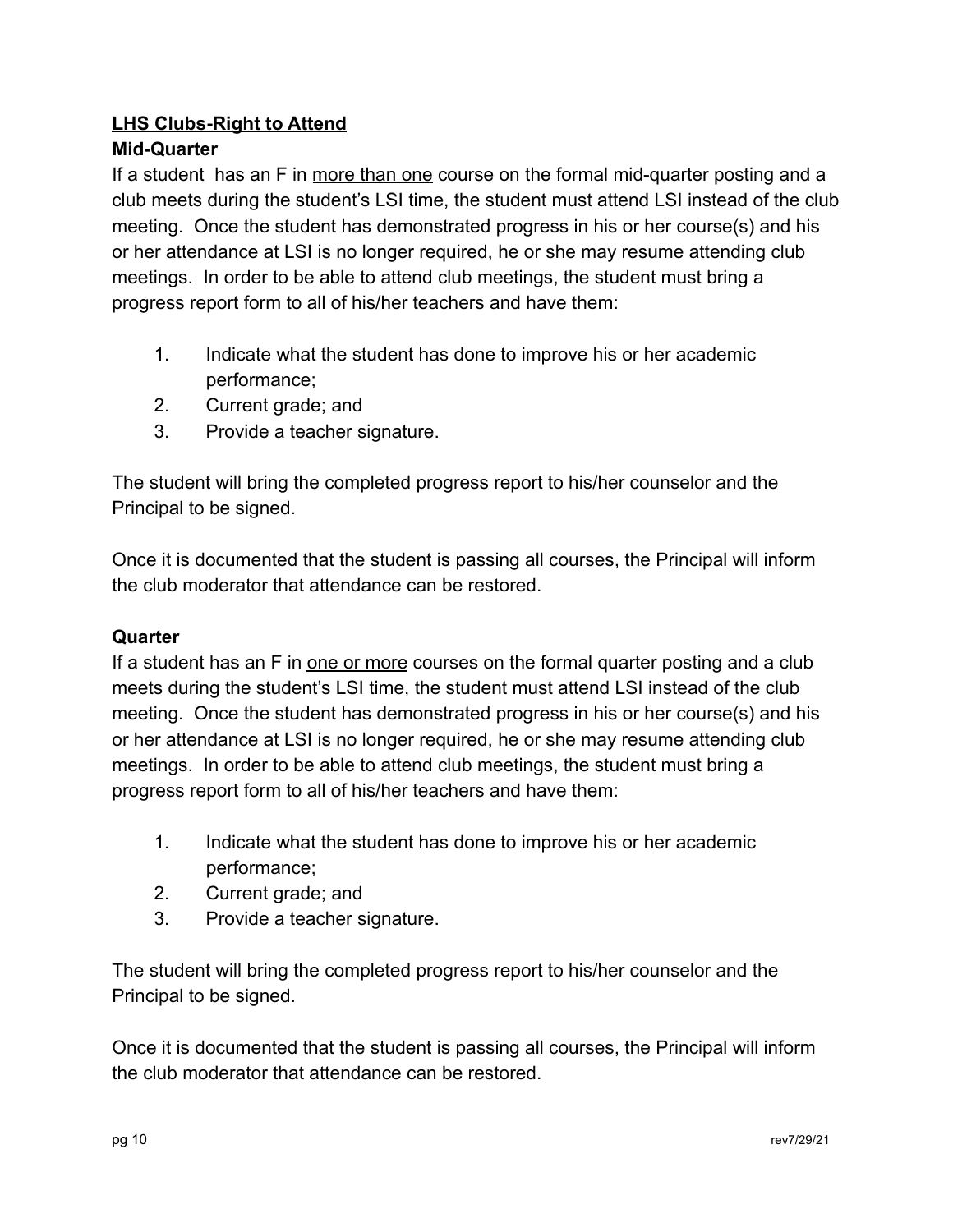## LHS Clubs-Right to Attend

### Mid-Quarter

If a student has an F in more than one course on the formal mid-quarter posting and a club meets during the student's LSI time, the student must attend LSI instead of the club meeting. Once the student has demonstrated progress in his or her course(s) and his or her attendance at LSI is no longer required, he or she may resume attending club meetings. In order to be able to attend club meetings, the student must bring a progress report form to all of his/her teachers and have them:

1. Indicate what the student has done to improve his or her academic performance;
2. Current grade; and
3. Provide a teacher signature.

The student will bring the completed progress report to his/her counselor and the Principal to be signed.

Once it is documented that the student is passing all courses, the Principal will inform the club moderator that attendance can be restored.

### Quarter

If a student has an F in one or more courses on the formal quarter posting and a club meets during the student's LSI time, the student must attend LSI instead of the club meeting. Once the student has demonstrated progress in his or her course(s) and his or her attendance at LSI is no longer required, he or she may resume attending club meetings. In order to be able to attend club meetings, the student must bring a progress report form to all of his/her teachers and have them:

1. Indicate what the student has done to improve his or her academic performance;
2. Current grade; and
3. Provide a teacher signature.

The student will bring the completed progress report to his/her counselor and the Principal to be signed.

Once it is documented that the student is passing all courses, the Principal will inform the club moderator that attendance can be restored.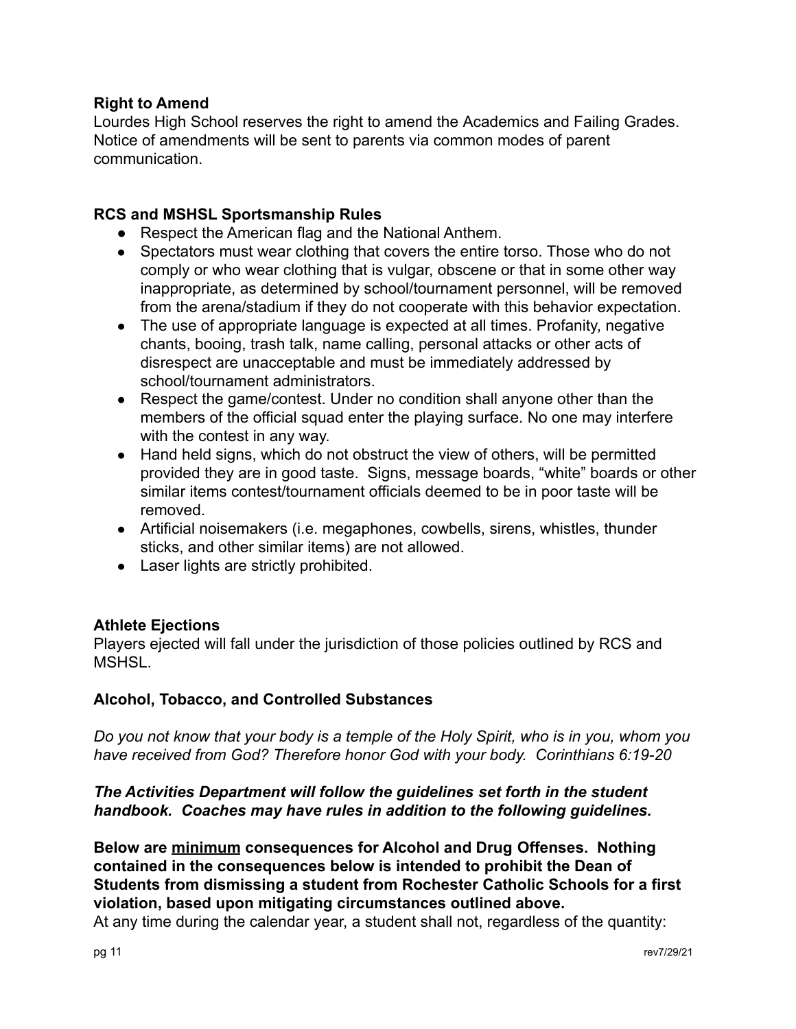**Right to Amend**
Lourdes High School reserves the right to amend the Academics and Failing Grades. Notice of amendments will be sent to parents via common modes of parent communication.

**RCS and MSHSL Sportsmanship Rules**

- Respect the American flag and the National Anthem.
- Spectators must wear clothing that covers the entire torso. Those who do not comply or who wear clothing that is vulgar, obscene or that in some other way inappropriate, as determined by school/tournament personnel, will be removed from the arena/stadium if they do not cooperate with this behavior expectation.
- The use of appropriate language is expected at all times. Profanity, negative chants, booing, trash talk, name calling, personal attacks or other acts of disrespect are unacceptable and must be immediately addressed by school/tournament administrators.
- Respect the game/contest. Under no condition shall anyone other than the members of the official squad enter the playing surface. No one may interfere with the contest in any way.
- Hand held signs, which do not obstruct the view of others, will be permitted provided they are in good taste. Signs, message boards, "white" boards or other similar items contest/tournament officials deemed to be in poor taste will be removed.
- Artificial noisemakers (i.e. megaphones, cowbells, sirens, whistles, thunder sticks, and other similar items) are not allowed.
- Laser lights are strictly prohibited.

**Athlete Ejections**
Players ejected will fall under the jurisdiction of those policies outlined by RCS and MSHSL.

**Alcohol, Tobacco, and Controlled Substances**

*Do you not know that your body is a temple of the Holy Spirit, who is in you, whom you have received from God? Therefore honor God with your body. Corinthians 6:19-20*

***The Activities Department will follow the guidelines set forth in the student handbook. Coaches may have rules in addition to the following guidelines.***

**Below are <u>minimum</u> consequences for Alcohol and Drug Offenses. Nothing contained in the consequences below is intended to prohibit the Dean of Students from dismissing a student from Rochester Catholic Schools for a first violation, based upon mitigating circumstances outlined above.**
At any time during the calendar year, a student shall not, regardless of the quantity: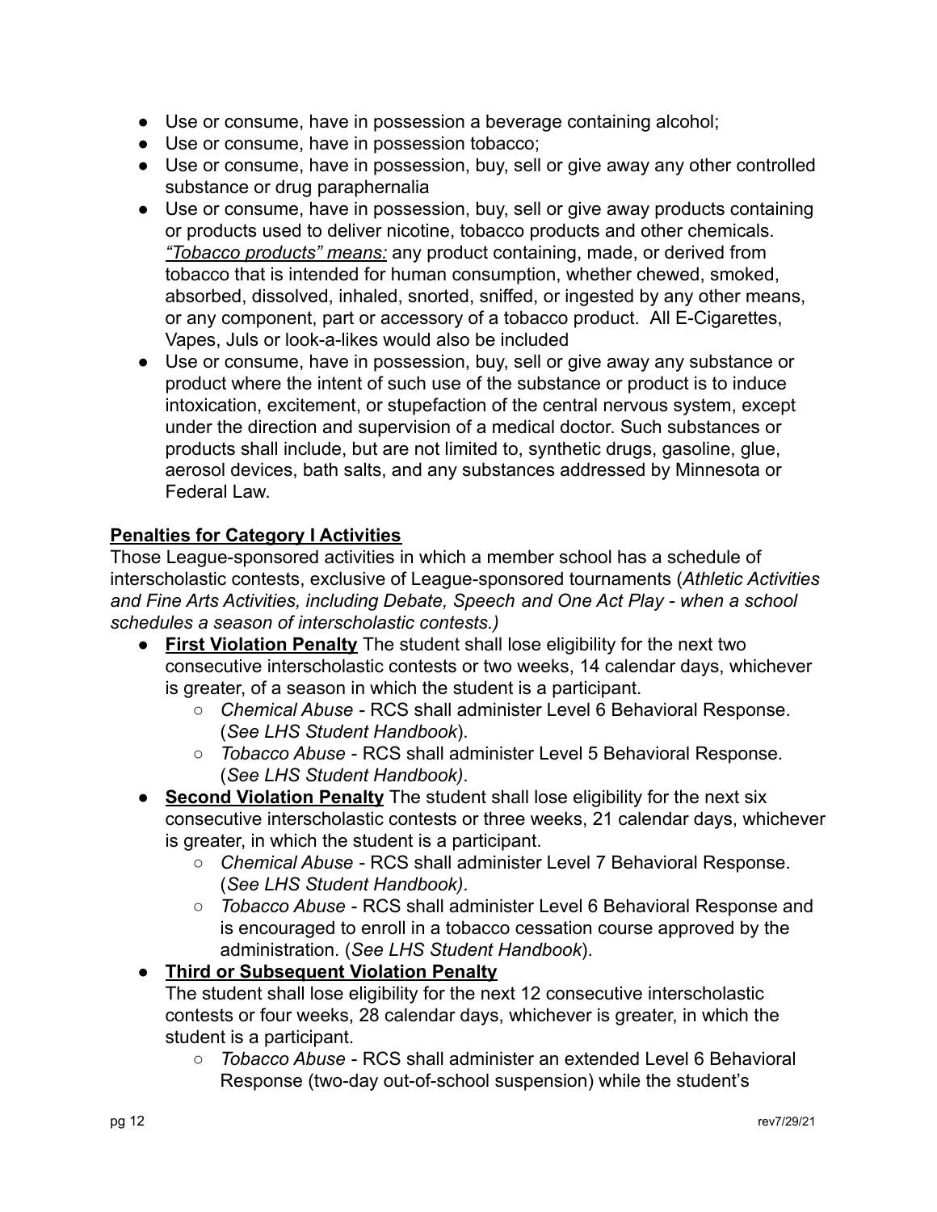- Use or consume, have in possession a beverage containing alcohol;
- Use or consume, have in possession tobacco;
- Use or consume, have in possession, buy, sell or give away any other controlled substance or drug paraphernalia
- Use or consume, have in possession, buy, sell or give away products containing or products used to deliver nicotine, tobacco products and other chemicals. *<u>"Tobacco products" means:</u>* any product containing, made, or derived from tobacco that is intended for human consumption, whether chewed, smoked, absorbed, dissolved, inhaled, snorted, sniffed, or ingested by any other means, or any component, part or accessory of a tobacco product. All E-Cigarettes, Vapes, Juls or look-a-likes would also be included
- Use or consume, have in possession, buy, sell or give away any substance or product where the intent of such use of the substance or product is to induce intoxication, excitement, or stupefaction of the central nervous system, except under the direction and supervision of a medical doctor. Such substances or products shall include, but are not limited to, synthetic drugs, gasoline, glue, aerosol devices, bath salts, and any substances addressed by Minnesota or Federal Law.

**<u>Penalties for Category I Activities</u>**

Those League-sponsored activities in which a member school has a schedule of interscholastic contests, exclusive of League-sponsored tournaments (*Athletic Activities and Fine Arts Activities, including Debate, Speech and One Act Play - when a school schedules a season of interscholastic contests.)*

- **<u>First Violation Penalty</u>** The student shall lose eligibility for the next two consecutive interscholastic contests or two weeks, 14 calendar days, whichever is greater, of a season in which the student is a participant.
  - *Chemical Abuse* - RCS shall administer Level 6 Behavioral Response. (*See LHS Student Handbook*).
  - *Tobacco Abuse* - RCS shall administer Level 5 Behavioral Response. (*See LHS Student Handbook)*.
- **<u>Second Violation Penalty</u>** The student shall lose eligibility for the next six consecutive interscholastic contests or three weeks, 21 calendar days, whichever is greater, in which the student is a participant.
  - *Chemical Abuse* - RCS shall administer Level 7 Behavioral Response. (*See LHS Student Handbook)*.
  - *Tobacco Abuse* - RCS shall administer Level 6 Behavioral Response and is encouraged to enroll in a tobacco cessation course approved by the administration. (*See LHS Student Handbook*).
- **<u>Third or Subsequent Violation Penalty</u>**

  The student shall lose eligibility for the next 12 consecutive interscholastic contests or four weeks, 28 calendar days, whichever is greater, in which the student is a participant.
  - *Tobacco Abuse* - RCS shall administer an extended Level 6 Behavioral Response (two-day out-of-school suspension) while the student's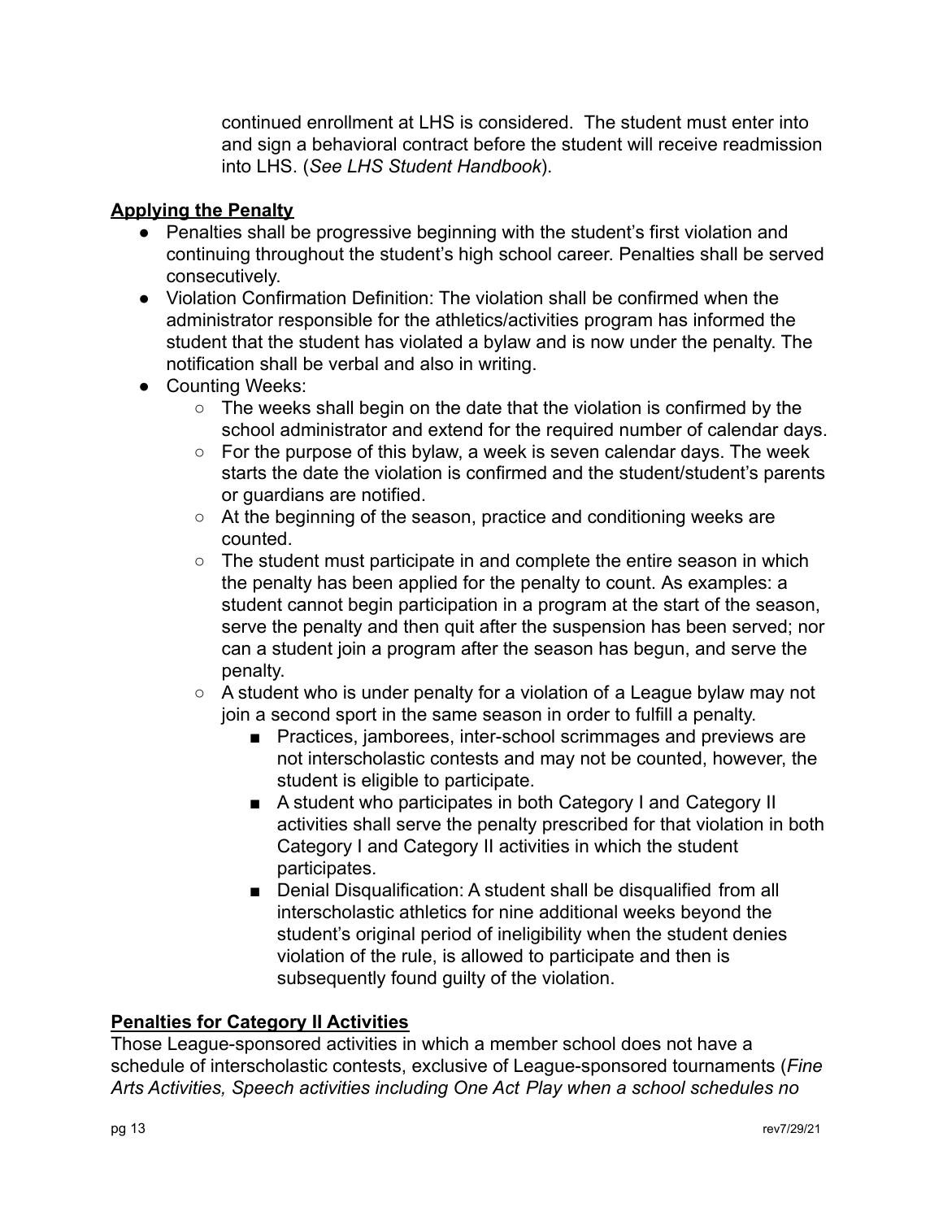continued enrollment at LHS is considered. The student must enter into and sign a behavioral contract before the student will receive readmission into LHS. (*See LHS Student Handbook*).

**Applying the Penalty**

- Penalties shall be progressive beginning with the student's first violation and continuing throughout the student's high school career. Penalties shall be served consecutively.
- Violation Confirmation Definition: The violation shall be confirmed when the administrator responsible for the athletics/activities program has informed the student that the student has violated a bylaw and is now under the penalty. The notification shall be verbal and also in writing.
- Counting Weeks:
    - The weeks shall begin on the date that the violation is confirmed by the school administrator and extend for the required number of calendar days.
    - For the purpose of this bylaw, a week is seven calendar days. The week starts the date the violation is confirmed and the student/student's parents or guardians are notified.
    - At the beginning of the season, practice and conditioning weeks are counted.
    - The student must participate in and complete the entire season in which the penalty has been applied for the penalty to count. As examples: a student cannot begin participation in a program at the start of the season, serve the penalty and then quit after the suspension has been served; nor can a student join a program after the season has begun, and serve the penalty.
    - A student who is under penalty for a violation of a League bylaw may not join a second sport in the same season in order to fulfill a penalty.
        - Practices, jamborees, inter-school scrimmages and previews are not interscholastic contests and may not be counted, however, the student is eligible to participate.
        - A student who participates in both Category I and Category II activities shall serve the penalty prescribed for that violation in both Category I and Category II activities in which the student participates.
        - Denial Disqualification: A student shall be disqualified from all interscholastic athletics for nine additional weeks beyond the student's original period of ineligibility when the student denies violation of the rule, is allowed to participate and then is subsequently found guilty of the violation.

**Penalties for Category II Activities**

Those League-sponsored activities in which a member school does not have a schedule of interscholastic contests, exclusive of League-sponsored tournaments (*Fine Arts Activities, Speech activities including One Act Play when a school schedules no*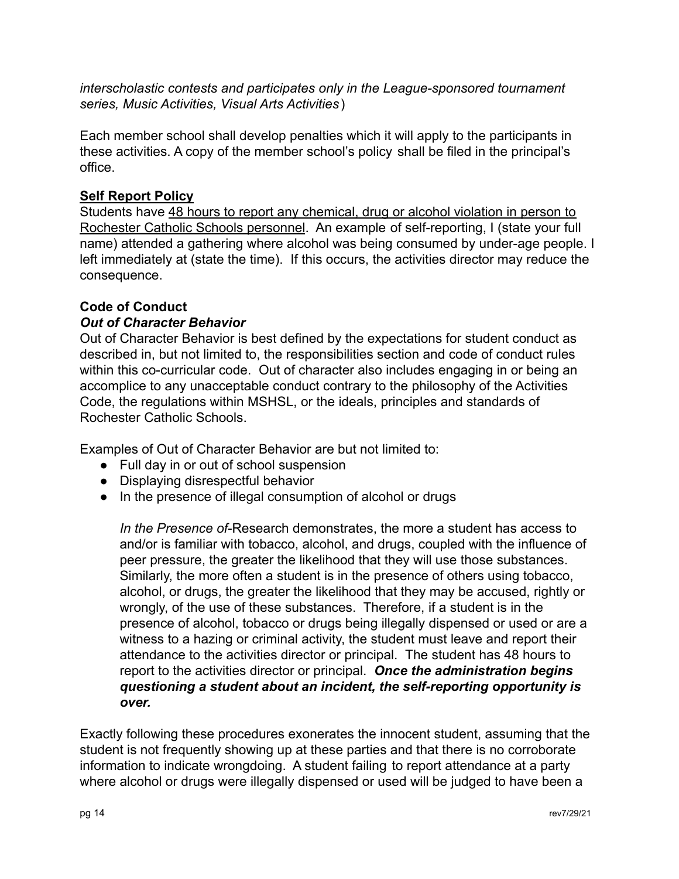*interscholastic contests and participates only in the League-sponsored tournament series, Music Activities, Visual Arts Activities*)

Each member school shall develop penalties which it will apply to the participants in these activities. A copy of the member school's policy shall be filed in the principal's office.

**Self Report Policy**

Students have 48 hours to report any chemical, drug or alcohol violation in person to Rochester Catholic Schools personnel. An example of self-reporting, I (state your full name) attended a gathering where alcohol was being consumed by under-age people. I left immediately at (state the time). If this occurs, the activities director may reduce the consequence.

**Code of Conduct**

***Out of Character Behavior***

Out of Character Behavior is best defined by the expectations for student conduct as described in, but not limited to, the responsibilities section and code of conduct rules within this co-curricular code. Out of character also includes engaging in or being an accomplice to any unacceptable conduct contrary to the philosophy of the Activities Code, the regulations within MSHSL, or the ideals, principles and standards of Rochester Catholic Schools.

Examples of Out of Character Behavior are but not limited to:

- Full day in or out of school suspension
- Displaying disrespectful behavior
- In the presence of illegal consumption of alcohol or drugs

  *In the Presence of*-Research demonstrates, the more a student has access to and/or is familiar with tobacco, alcohol, and drugs, coupled with the influence of peer pressure, the greater the likelihood that they will use those substances. Similarly, the more often a student is in the presence of others using tobacco, alcohol, or drugs, the greater the likelihood that they may be accused, rightly or wrongly, of the use of these substances. Therefore, if a student is in the presence of alcohol, tobacco or drugs being illegally dispensed or used or are a witness to a hazing or criminal activity, the student must leave and report their attendance to the activities director or principal. The student has 48 hours to report to the activities director or principal. ***Once the administration begins questioning a student about an incident, the self-reporting opportunity is over.***

Exactly following these procedures exonerates the innocent student, assuming that the student is not frequently showing up at these parties and that there is no corroborate information to indicate wrongdoing. A student failing to report attendance at a party where alcohol or drugs were illegally dispensed or used will be judged to have been a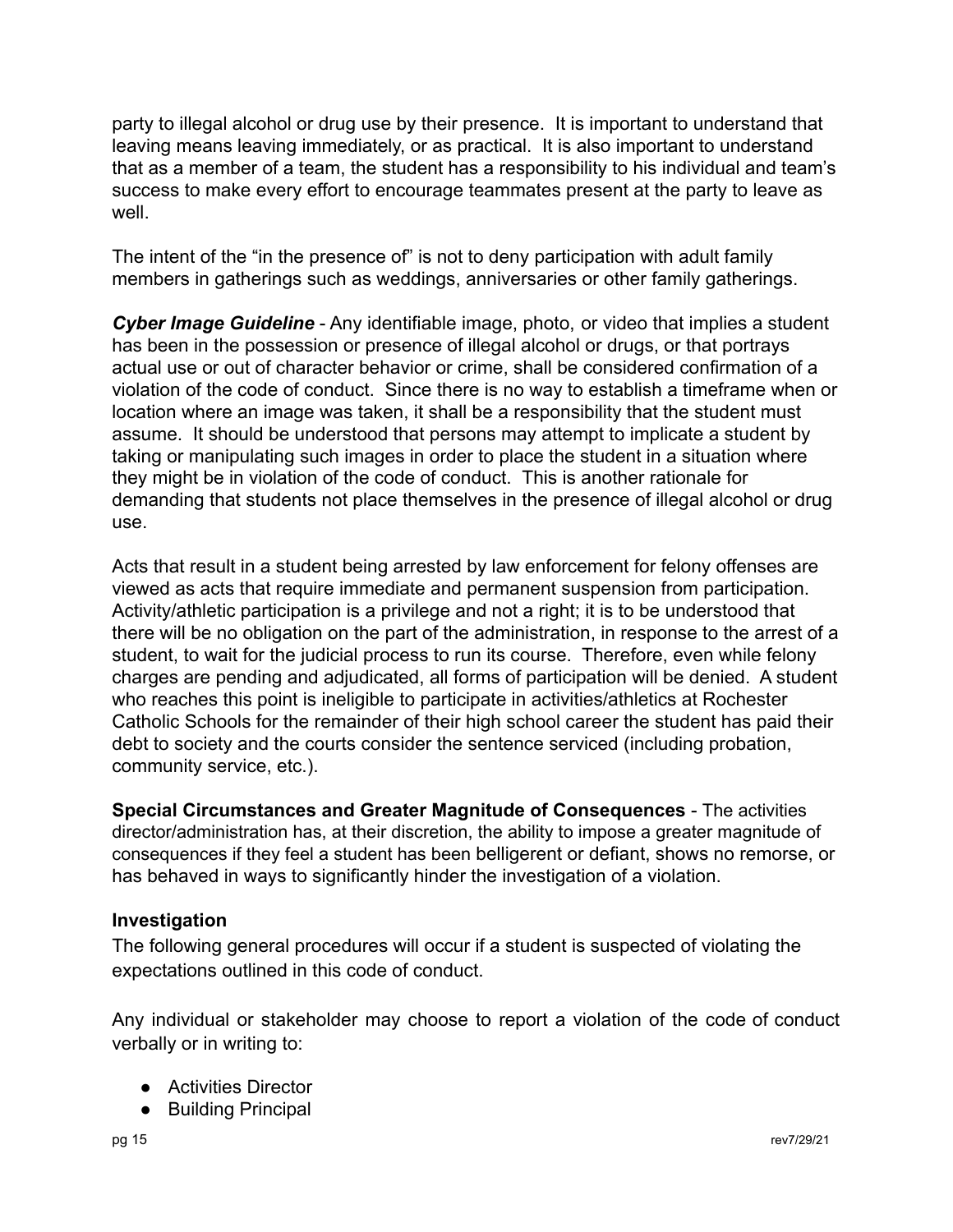party to illegal alcohol or drug use by their presence. It is important to understand that leaving means leaving immediately, or as practical. It is also important to understand that as a member of a team, the student has a responsibility to his individual and team's success to make every effort to encourage teammates present at the party to leave as well.

The intent of the "in the presence of" is not to deny participation with adult family members in gatherings such as weddings, anniversaries or other family gatherings.

***Cyber Image Guideline*** - Any identifiable image, photo, or video that implies a student has been in the possession or presence of illegal alcohol or drugs, or that portrays actual use or out of character behavior or crime, shall be considered confirmation of a violation of the code of conduct. Since there is no way to establish a timeframe when or location where an image was taken, it shall be a responsibility that the student must assume. It should be understood that persons may attempt to implicate a student by taking or manipulating such images in order to place the student in a situation where they might be in violation of the code of conduct. This is another rationale for demanding that students not place themselves in the presence of illegal alcohol or drug use.

Acts that result in a student being arrested by law enforcement for felony offenses are viewed as acts that require immediate and permanent suspension from participation. Activity/athletic participation is a privilege and not a right; it is to be understood that there will be no obligation on the part of the administration, in response to the arrest of a student, to wait for the judicial process to run its course. Therefore, even while felony charges are pending and adjudicated, all forms of participation will be denied. A student who reaches this point is ineligible to participate in activities/athletics at Rochester Catholic Schools for the remainder of their high school career the student has paid their debt to society and the courts consider the sentence serviced (including probation, community service, etc.).

**Special Circumstances and Greater Magnitude of Consequences** - The activities director/administration has, at their discretion, the ability to impose a greater magnitude of consequences if they feel a student has been belligerent or defiant, shows no remorse, or has behaved in ways to significantly hinder the investigation of a violation.

### Investigation

The following general procedures will occur if a student is suspected of violating the expectations outlined in this code of conduct.

Any individual or stakeholder may choose to report a violation of the code of conduct verbally or in writing to:

- Activities Director
- Building Principal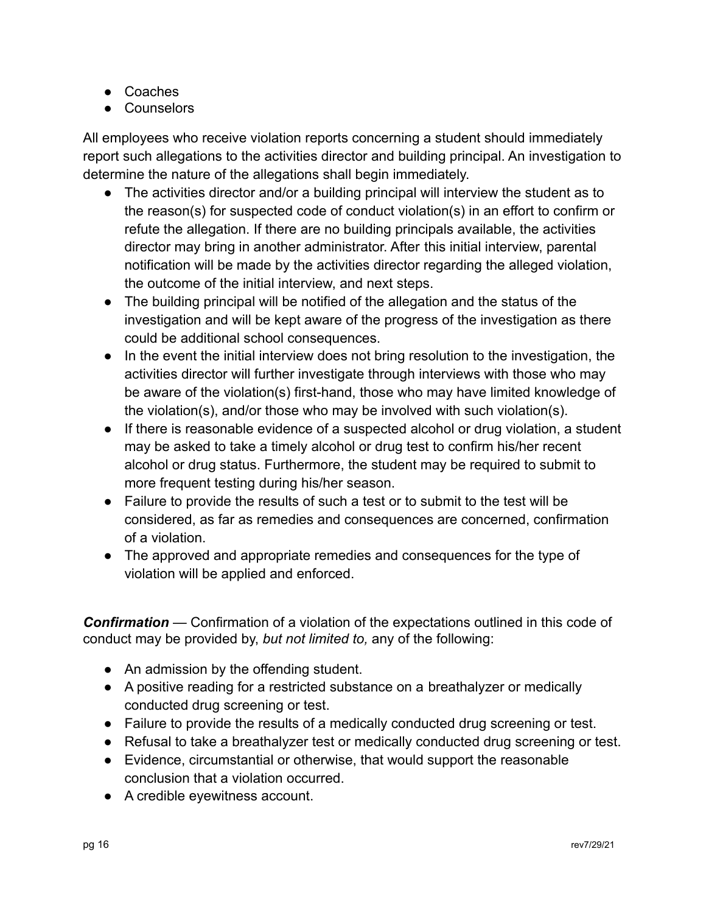- Coaches
- Counselors

All employees who receive violation reports concerning a student should immediately report such allegations to the activities director and building principal. An investigation to determine the nature of the allegations shall begin immediately.

- The activities director and/or a building principal will interview the student as to the reason(s) for suspected code of conduct violation(s) in an effort to confirm or refute the allegation. If there are no building principals available, the activities director may bring in another administrator. After this initial interview, parental notification will be made by the activities director regarding the alleged violation, the outcome of the initial interview, and next steps.
- The building principal will be notified of the allegation and the status of the investigation and will be kept aware of the progress of the investigation as there could be additional school consequences.
- In the event the initial interview does not bring resolution to the investigation, the activities director will further investigate through interviews with those who may be aware of the violation(s) first-hand, those who may have limited knowledge of the violation(s), and/or those who may be involved with such violation(s).
- If there is reasonable evidence of a suspected alcohol or drug violation, a student may be asked to take a timely alcohol or drug test to confirm his/her recent alcohol or drug status. Furthermore, the student may be required to submit to more frequent testing during his/her season.
- Failure to provide the results of such a test or to submit to the test will be considered, as far as remedies and consequences are concerned, confirmation of a violation.
- The approved and appropriate remedies and consequences for the type of violation will be applied and enforced.

***Confirmation*** — Confirmation of a violation of the expectations outlined in this code of conduct may be provided by, *but not limited to,* any of the following:

- An admission by the offending student.
- A positive reading for a restricted substance on a breathalyzer or medically conducted drug screening or test.
- Failure to provide the results of a medically conducted drug screening or test.
- Refusal to take a breathalyzer test or medically conducted drug screening or test.
- Evidence, circumstantial or otherwise, that would support the reasonable conclusion that a violation occurred.
- A credible eyewitness account.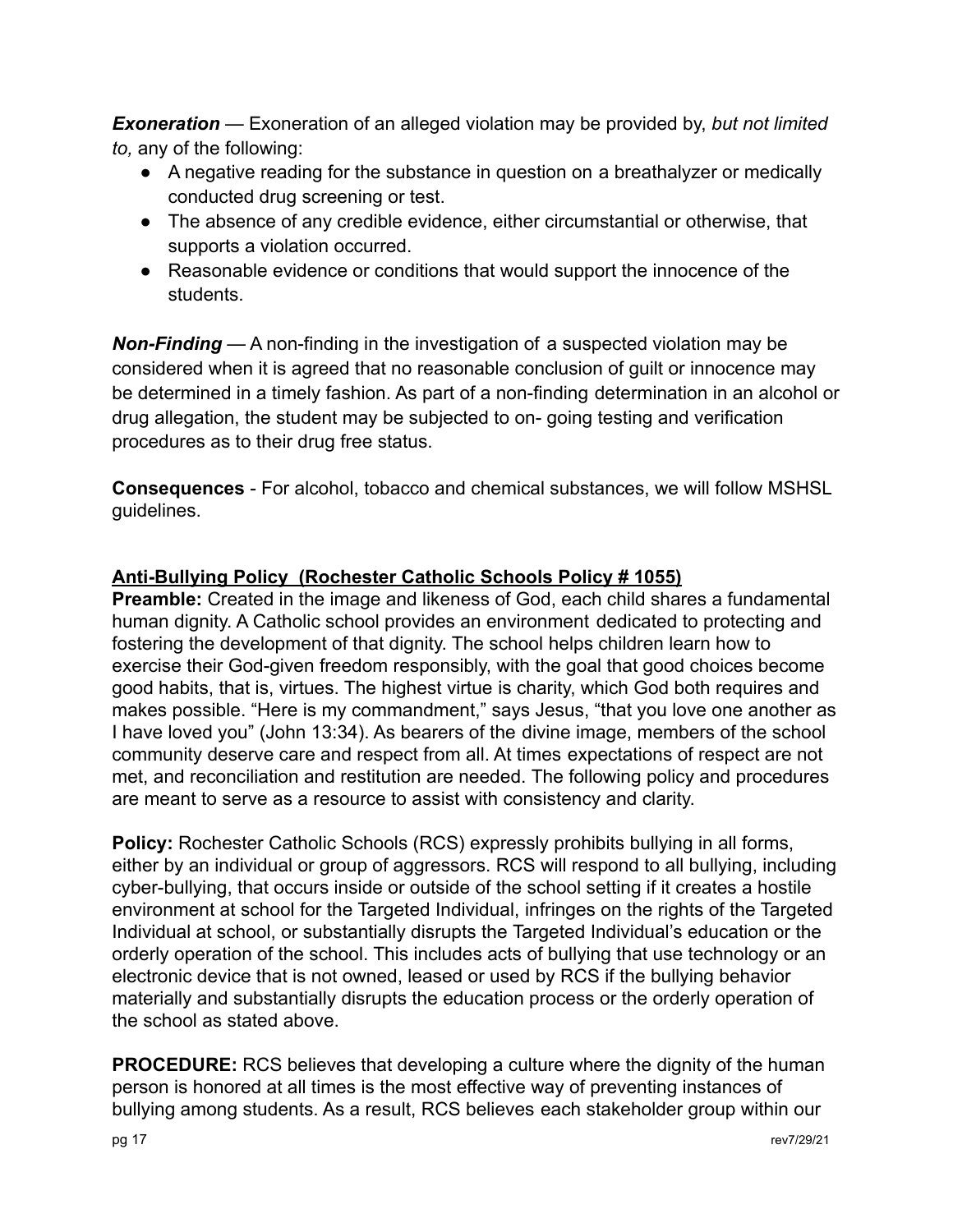***Exoneration*** — Exoneration of an alleged violation may be provided by, *but not limited to,* any of the following:

- A negative reading for the substance in question on a breathalyzer or medically conducted drug screening or test.
- The absence of any credible evidence, either circumstantial or otherwise, that supports a violation occurred.
- Reasonable evidence or conditions that would support the innocence of the students.

***Non-Finding*** — A non-finding in the investigation of a suspected violation may be considered when it is agreed that no reasonable conclusion of guilt or innocence may be determined in a timely fashion. As part of a non-finding determination in an alcohol or drug allegation, the student may be subjected to on- going testing and verification procedures as to their drug free status.

**Consequences** - For alcohol, tobacco and chemical substances, we will follow MSHSL guidelines.

## Anti-Bullying Policy (Rochester Catholic Schools Policy # 1055)

**Preamble:** Created in the image and likeness of God, each child shares a fundamental human dignity. A Catholic school provides an environment dedicated to protecting and fostering the development of that dignity. The school helps children learn how to exercise their God-given freedom responsibly, with the goal that good choices become good habits, that is, virtues. The highest virtue is charity, which God both requires and makes possible. "Here is my commandment," says Jesus, "that you love one another as I have loved you" (John 13:34). As bearers of the divine image, members of the school community deserve care and respect from all. At times expectations of respect are not met, and reconciliation and restitution are needed. The following policy and procedures are meant to serve as a resource to assist with consistency and clarity.

**Policy:** Rochester Catholic Schools (RCS) expressly prohibits bullying in all forms, either by an individual or group of aggressors. RCS will respond to all bullying, including cyber-bullying, that occurs inside or outside of the school setting if it creates a hostile environment at school for the Targeted Individual, infringes on the rights of the Targeted Individual at school, or substantially disrupts the Targeted Individual's education or the orderly operation of the school. This includes acts of bullying that use technology or an electronic device that is not owned, leased or used by RCS if the bullying behavior materially and substantially disrupts the education process or the orderly operation of the school as stated above.

**PROCEDURE:** RCS believes that developing a culture where the dignity of the human person is honored at all times is the most effective way of preventing instances of bullying among students. As a result, RCS believes each stakeholder group within our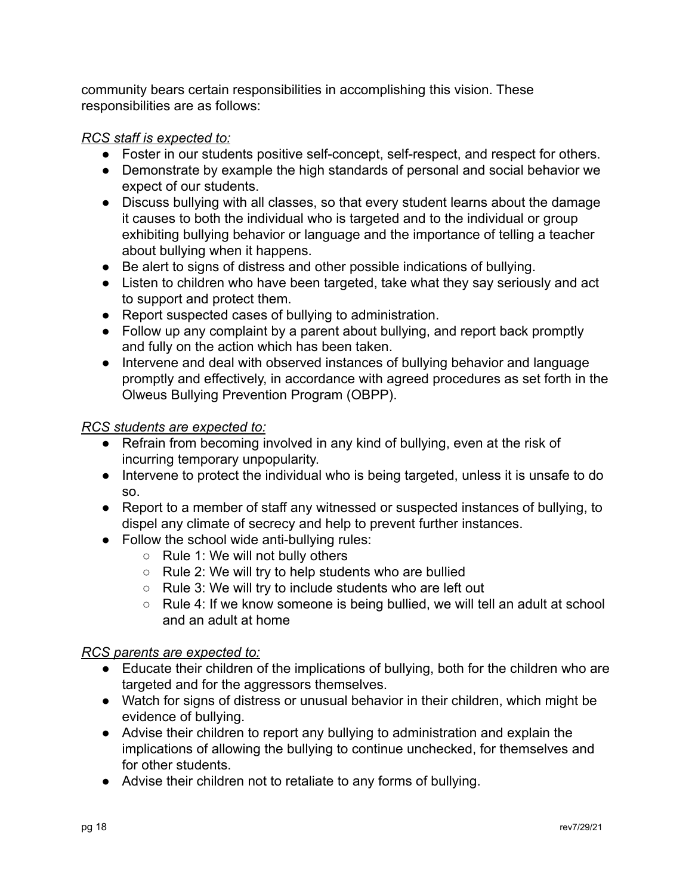community bears certain responsibilities in accomplishing this vision. These responsibilities are as follows:

*RCS staff is expected to:*

- Foster in our students positive self-concept, self-respect, and respect for others.
- Demonstrate by example the high standards of personal and social behavior we expect of our students.
- Discuss bullying with all classes, so that every student learns about the damage it causes to both the individual who is targeted and to the individual or group exhibiting bullying behavior or language and the importance of telling a teacher about bullying when it happens.
- Be alert to signs of distress and other possible indications of bullying.
- Listen to children who have been targeted, take what they say seriously and act to support and protect them.
- Report suspected cases of bullying to administration.
- Follow up any complaint by a parent about bullying, and report back promptly and fully on the action which has been taken.
- Intervene and deal with observed instances of bullying behavior and language promptly and effectively, in accordance with agreed procedures as set forth in the Olweus Bullying Prevention Program (OBPP).

*RCS students are expected to:*

- Refrain from becoming involved in any kind of bullying, even at the risk of incurring temporary unpopularity.
- Intervene to protect the individual who is being targeted, unless it is unsafe to do so.
- Report to a member of staff any witnessed or suspected instances of bullying, to dispel any climate of secrecy and help to prevent further instances.
- Follow the school wide anti-bullying rules:
  - Rule 1: We will not bully others
  - Rule 2: We will try to help students who are bullied
  - Rule 3: We will try to include students who are left out
  - Rule 4: If we know someone is being bullied, we will tell an adult at school and an adult at home

*RCS parents are expected to:*

- Educate their children of the implications of bullying, both for the children who are targeted and for the aggressors themselves.
- Watch for signs of distress or unusual behavior in their children, which might be evidence of bullying.
- Advise their children to report any bullying to administration and explain the implications of allowing the bullying to continue unchecked, for themselves and for other students.
- Advise their children not to retaliate to any forms of bullying.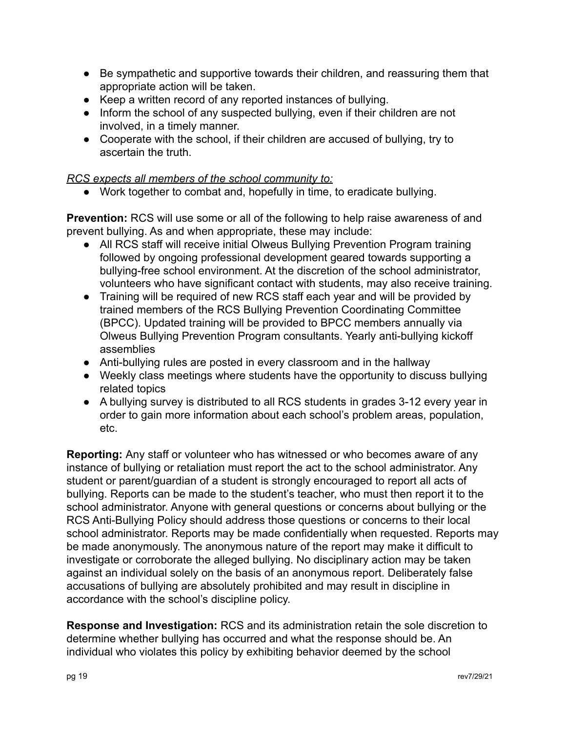- Be sympathetic and supportive towards their children, and reassuring them that appropriate action will be taken.
- Keep a written record of any reported instances of bullying.
- Inform the school of any suspected bullying, even if their children are not involved, in a timely manner.
- Cooperate with the school, if their children are accused of bullying, try to ascertain the truth.

*<u>RCS expects all members of the school community to:</u>*

- Work together to combat and, hopefully in time, to eradicate bullying.

**Prevention:** RCS will use some or all of the following to help raise awareness of and prevent bullying. As and when appropriate, these may include:

- All RCS staff will receive initial Olweus Bullying Prevention Program training followed by ongoing professional development geared towards supporting a bullying-free school environment. At the discretion of the school administrator, volunteers who have significant contact with students, may also receive training.
- Training will be required of new RCS staff each year and will be provided by trained members of the RCS Bullying Prevention Coordinating Committee (BPCC). Updated training will be provided to BPCC members annually via Olweus Bullying Prevention Program consultants. Yearly anti-bullying kickoff assemblies
- Anti-bullying rules are posted in every classroom and in the hallway
- Weekly class meetings where students have the opportunity to discuss bullying related topics
- A bullying survey is distributed to all RCS students in grades 3-12 every year in order to gain more information about each school's problem areas, population, etc.

**Reporting:** Any staff or volunteer who has witnessed or who becomes aware of any instance of bullying or retaliation must report the act to the school administrator. Any student or parent/guardian of a student is strongly encouraged to report all acts of bullying. Reports can be made to the student's teacher, who must then report it to the school administrator. Anyone with general questions or concerns about bullying or the RCS Anti-Bullying Policy should address those questions or concerns to their local school administrator. Reports may be made confidentially when requested. Reports may be made anonymously. The anonymous nature of the report may make it difficult to investigate or corroborate the alleged bullying. No disciplinary action may be taken against an individual solely on the basis of an anonymous report. Deliberately false accusations of bullying are absolutely prohibited and may result in discipline in accordance with the school's discipline policy.

**Response and Investigation:** RCS and its administration retain the sole discretion to determine whether bullying has occurred and what the response should be. An individual who violates this policy by exhibiting behavior deemed by the school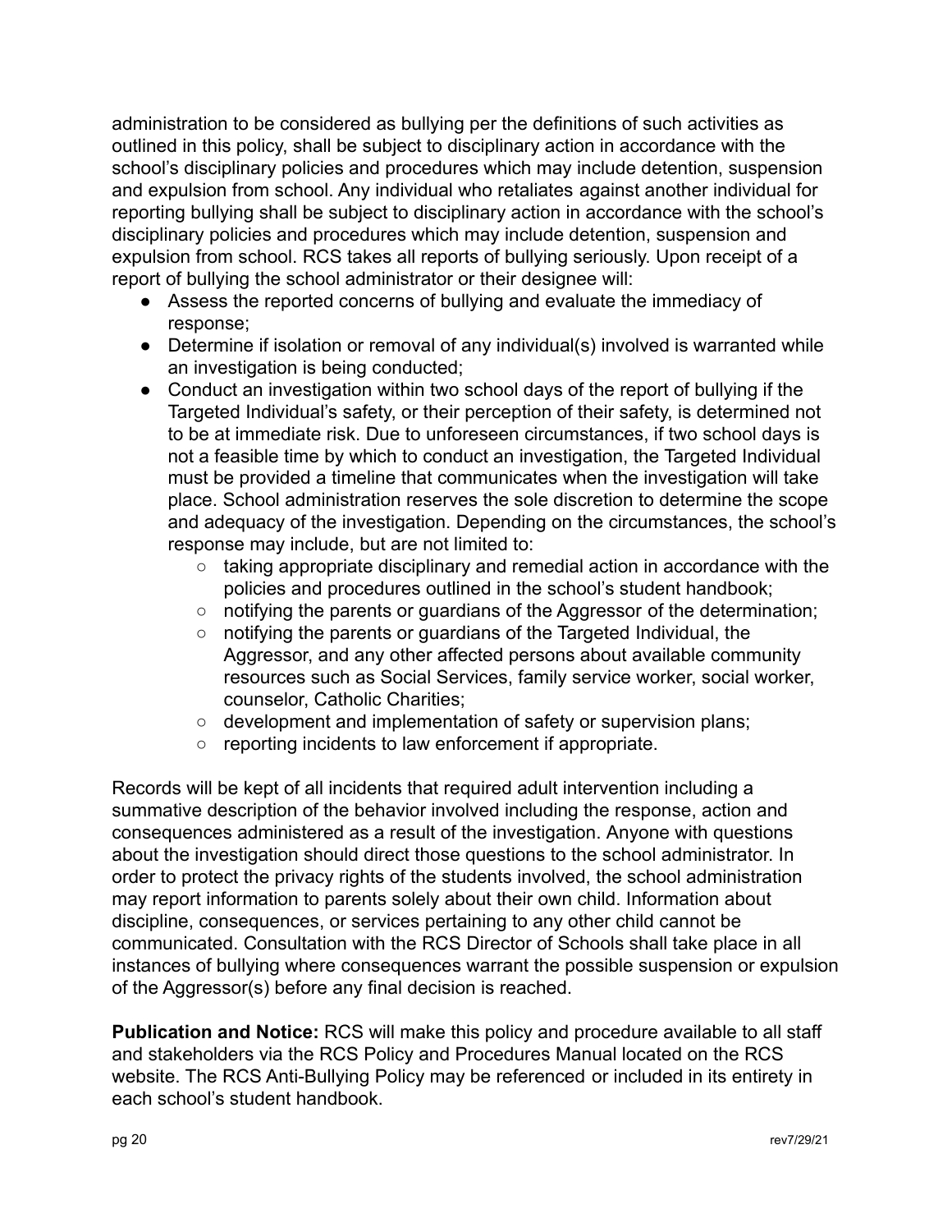administration to be considered as bullying per the definitions of such activities as outlined in this policy, shall be subject to disciplinary action in accordance with the school's disciplinary policies and procedures which may include detention, suspension and expulsion from school. Any individual who retaliates against another individual for reporting bullying shall be subject to disciplinary action in accordance with the school's disciplinary policies and procedures which may include detention, suspension and expulsion from school. RCS takes all reports of bullying seriously. Upon receipt of a report of bullying the school administrator or their designee will:

- Assess the reported concerns of bullying and evaluate the immediacy of response;
- Determine if isolation or removal of any individual(s) involved is warranted while an investigation is being conducted;
- Conduct an investigation within two school days of the report of bullying if the Targeted Individual's safety, or their perception of their safety, is determined not to be at immediate risk. Due to unforeseen circumstances, if two school days is not a feasible time by which to conduct an investigation, the Targeted Individual must be provided a timeline that communicates when the investigation will take place. School administration reserves the sole discretion to determine the scope and adequacy of the investigation. Depending on the circumstances, the school's response may include, but are not limited to:
  - taking appropriate disciplinary and remedial action in accordance with the policies and procedures outlined in the school's student handbook;
  - notifying the parents or guardians of the Aggressor of the determination;
  - notifying the parents or guardians of the Targeted Individual, the Aggressor, and any other affected persons about available community resources such as Social Services, family service worker, social worker, counselor, Catholic Charities;
  - development and implementation of safety or supervision plans;
  - reporting incidents to law enforcement if appropriate.

Records will be kept of all incidents that required adult intervention including a summative description of the behavior involved including the response, action and consequences administered as a result of the investigation. Anyone with questions about the investigation should direct those questions to the school administrator. In order to protect the privacy rights of the students involved, the school administration may report information to parents solely about their own child. Information about discipline, consequences, or services pertaining to any other child cannot be communicated. Consultation with the RCS Director of Schools shall take place in all instances of bullying where consequences warrant the possible suspension or expulsion of the Aggressor(s) before any final decision is reached.

**Publication and Notice:** RCS will make this policy and procedure available to all staff and stakeholders via the RCS Policy and Procedures Manual located on the RCS website. The RCS Anti-Bullying Policy may be referenced or included in its entirety in each school's student handbook.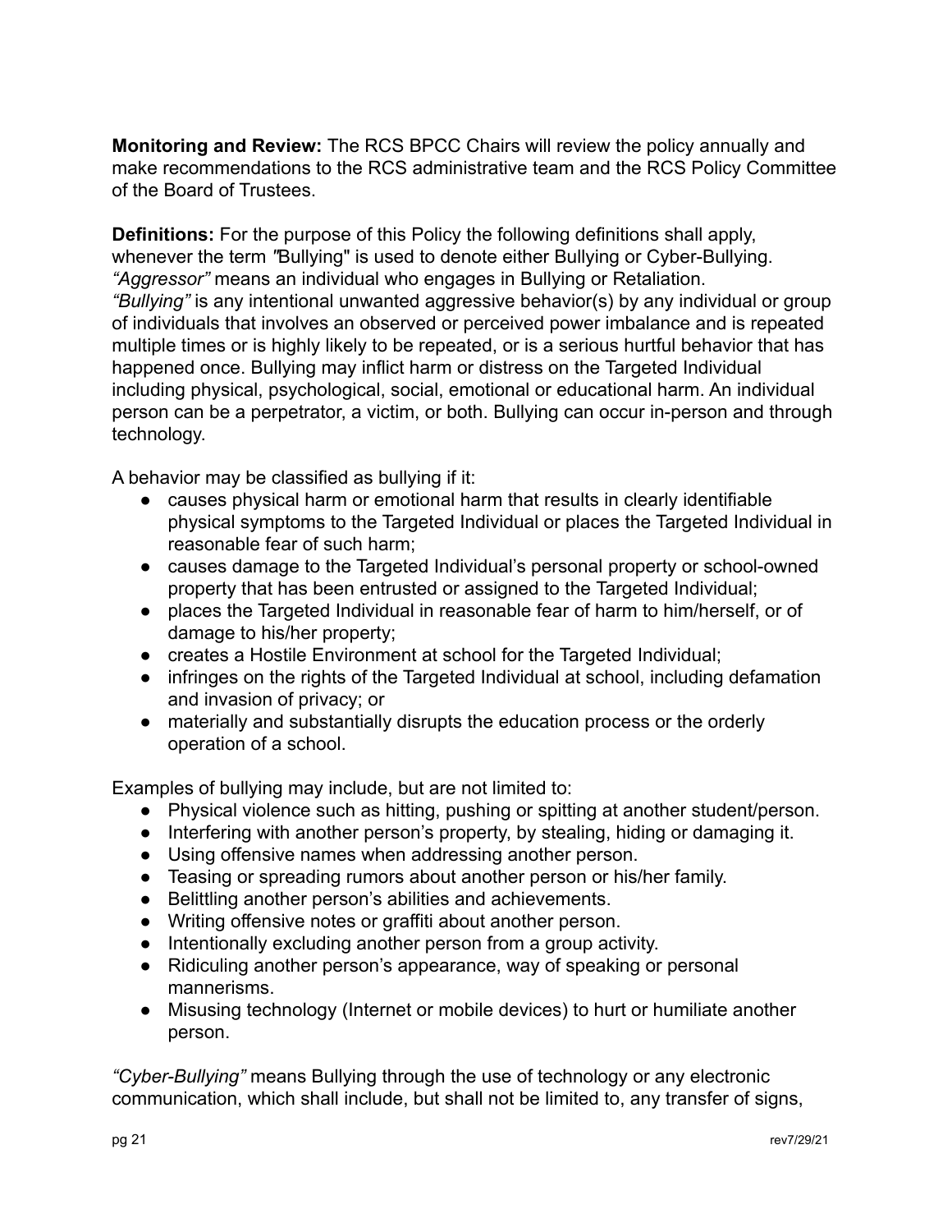**Monitoring and Review:** The RCS BPCC Chairs will review the policy annually and make recommendations to the RCS administrative team and the RCS Policy Committee of the Board of Trustees.

**Definitions:** For the purpose of this Policy the following definitions shall apply, whenever the term "Bullying" is used to denote either Bullying or Cyber-Bullying.
*"Aggressor"* means an individual who engages in Bullying or Retaliation.
*"Bullying"* is any intentional unwanted aggressive behavior(s) by any individual or group of individuals that involves an observed or perceived power imbalance and is repeated multiple times or is highly likely to be repeated, or is a serious hurtful behavior that has happened once. Bullying may inflict harm or distress on the Targeted Individual including physical, psychological, social, emotional or educational harm. An individual person can be a perpetrator, a victim, or both. Bullying can occur in-person and through technology.

A behavior may be classified as bullying if it:

- causes physical harm or emotional harm that results in clearly identifiable physical symptoms to the Targeted Individual or places the Targeted Individual in reasonable fear of such harm;
- causes damage to the Targeted Individual's personal property or school-owned property that has been entrusted or assigned to the Targeted Individual;
- places the Targeted Individual in reasonable fear of harm to him/herself, or of damage to his/her property;
- creates a Hostile Environment at school for the Targeted Individual;
- infringes on the rights of the Targeted Individual at school, including defamation and invasion of privacy; or
- materially and substantially disrupts the education process or the orderly operation of a school.

Examples of bullying may include, but are not limited to:

- Physical violence such as hitting, pushing or spitting at another student/person.
- Interfering with another person's property, by stealing, hiding or damaging it.
- Using offensive names when addressing another person.
- Teasing or spreading rumors about another person or his/her family.
- Belittling another person's abilities and achievements.
- Writing offensive notes or graffiti about another person.
- Intentionally excluding another person from a group activity.
- Ridiculing another person's appearance, way of speaking or personal mannerisms.
- Misusing technology (Internet or mobile devices) to hurt or humiliate another person.

*"Cyber-Bullying"* means Bullying through the use of technology or any electronic communication, which shall include, but shall not be limited to, any transfer of signs,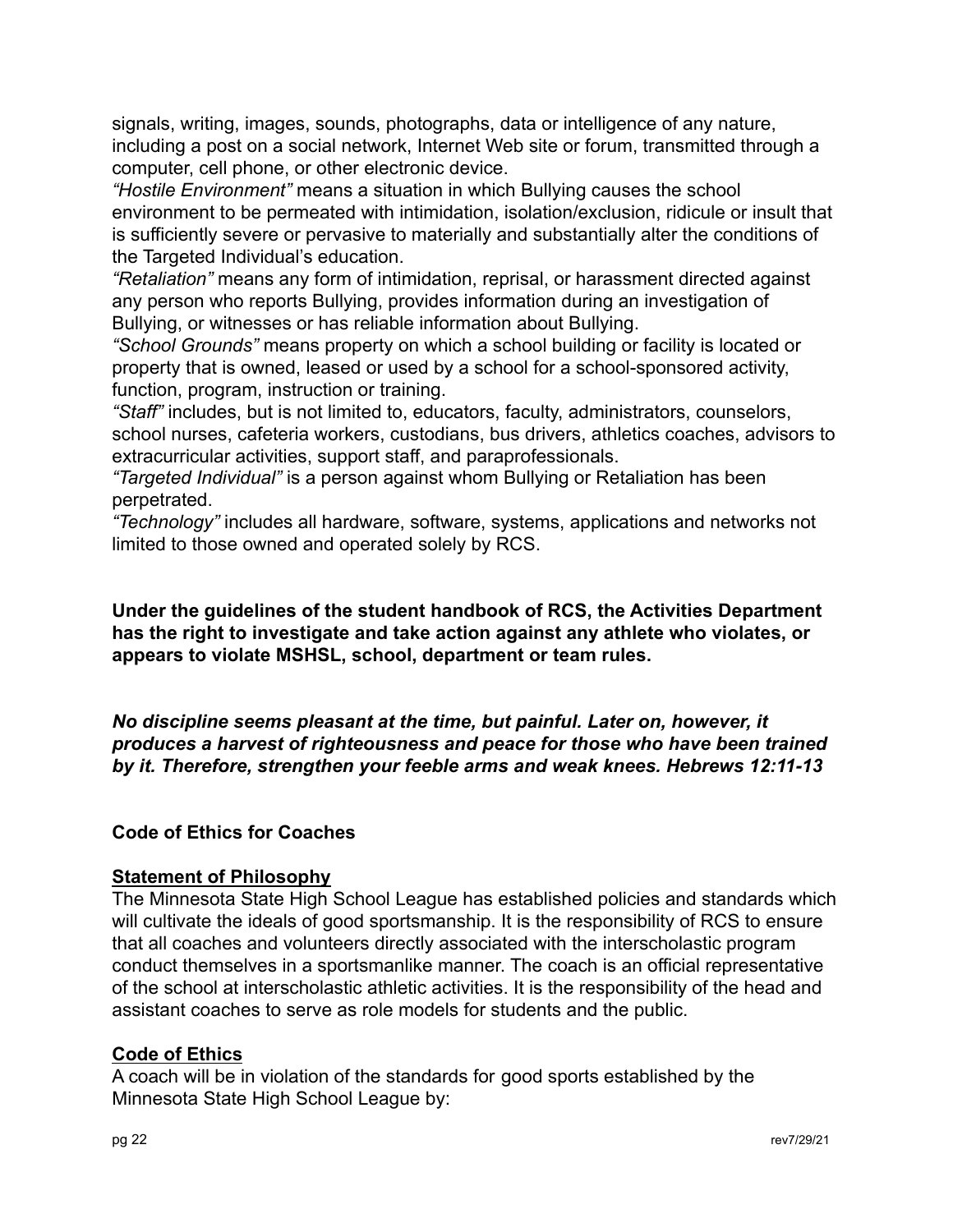signals, writing, images, sounds, photographs, data or intelligence of any nature, including a post on a social network, Internet Web site or forum, transmitted through a computer, cell phone, or other electronic device.

*"Hostile Environment"* means a situation in which Bullying causes the school environment to be permeated with intimidation, isolation/exclusion, ridicule or insult that is sufficiently severe or pervasive to materially and substantially alter the conditions of the Targeted Individual's education.

*"Retaliation"* means any form of intimidation, reprisal, or harassment directed against any person who reports Bullying, provides information during an investigation of Bullying, or witnesses or has reliable information about Bullying.

*"School Grounds"* means property on which a school building or facility is located or property that is owned, leased or used by a school for a school-sponsored activity, function, program, instruction or training.

*"Staff"* includes, but is not limited to, educators, faculty, administrators, counselors, school nurses, cafeteria workers, custodians, bus drivers, athletics coaches, advisors to extracurricular activities, support staff, and paraprofessionals.

*"Targeted Individual"* is a person against whom Bullying or Retaliation has been perpetrated.

*"Technology"* includes all hardware, software, systems, applications and networks not limited to those owned and operated solely by RCS.

**Under the guidelines of the student handbook of RCS, the Activities Department has the right to investigate and take action against any athlete who violates, or appears to violate MSHSL, school, department or team rules.**

***No discipline seems pleasant at the time, but painful. Later on, however, it produces a harvest of righteousness and peace for those who have been trained by it. Therefore, strengthen your feeble arms and weak knees. Hebrews 12:11-13***

## Code of Ethics for Coaches

### Statement of Philosophy

The Minnesota State High School League has established policies and standards which will cultivate the ideals of good sportsmanship. It is the responsibility of RCS to ensure that all coaches and volunteers directly associated with the interscholastic program conduct themselves in a sportsmanlike manner. The coach is an official representative of the school at interscholastic athletic activities. It is the responsibility of the head and assistant coaches to serve as role models for students and the public.

### Code of Ethics

A coach will be in violation of the standards for good sports established by the Minnesota State High School League by: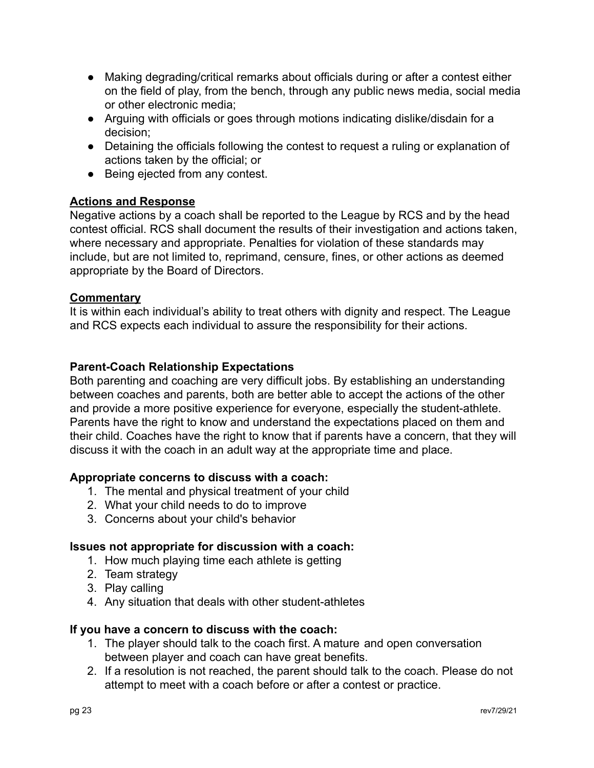- Making degrading/critical remarks about officials during or after a contest either on the field of play, from the bench, through any public news media, social media or other electronic media;
- Arguing with officials or goes through motions indicating dislike/disdain for a decision;
- Detaining the officials following the contest to request a ruling or explanation of actions taken by the official; or
- Being ejected from any contest.

**Actions and Response**

Negative actions by a coach shall be reported to the League by RCS and by the head contest official. RCS shall document the results of their investigation and actions taken, where necessary and appropriate. Penalties for violation of these standards may include, but are not limited to, reprimand, censure, fines, or other actions as deemed appropriate by the Board of Directors.

**Commentary**

It is within each individual's ability to treat others with dignity and respect. The League and RCS expects each individual to assure the responsibility for their actions.

### Parent-Coach Relationship Expectations

Both parenting and coaching are very difficult jobs. By establishing an understanding between coaches and parents, both are better able to accept the actions of the other and provide a more positive experience for everyone, especially the student-athlete. Parents have the right to know and understand the expectations placed on them and their child. Coaches have the right to know that if parents have a concern, that they will discuss it with the coach in an adult way at the appropriate time and place.

**Appropriate concerns to discuss with a coach:**

1. The mental and physical treatment of your child
2. What your child needs to do to improve
3. Concerns about your child's behavior

**Issues not appropriate for discussion with a coach:**

1. How much playing time each athlete is getting
2. Team strategy
3. Play calling
4. Any situation that deals with other student-athletes

**If you have a concern to discuss with the coach:**

1. The player should talk to the coach first. A mature and open conversation between player and coach can have great benefits.
2. If a resolution is not reached, the parent should talk to the coach. Please do not attempt to meet with a coach before or after a contest or practice.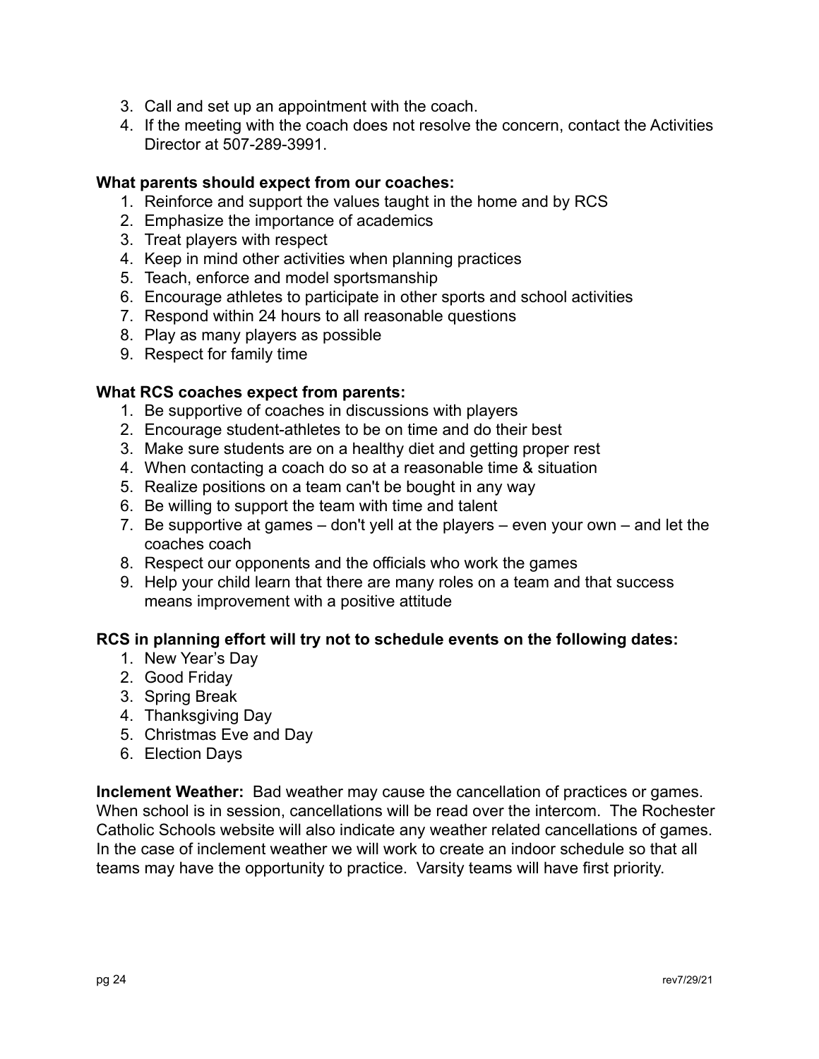3. Call and set up an appointment with the coach.
4. If the meeting with the coach does not resolve the concern, contact the Activities Director at 507-289-3991.

**What parents should expect from our coaches:**

1. Reinforce and support the values taught in the home and by RCS
2. Emphasize the importance of academics
3. Treat players with respect
4. Keep in mind other activities when planning practices
5. Teach, enforce and model sportsmanship
6. Encourage athletes to participate in other sports and school activities
7. Respond within 24 hours to all reasonable questions
8. Play as many players as possible
9. Respect for family time

**What RCS coaches expect from parents:**

1. Be supportive of coaches in discussions with players
2. Encourage student-athletes to be on time and do their best
3. Make sure students are on a healthy diet and getting proper rest
4. When contacting a coach do so at a reasonable time & situation
5. Realize positions on a team can't be bought in any way
6. Be willing to support the team with time and talent
7. Be supportive at games – don't yell at the players – even your own – and let the coaches coach
8. Respect our opponents and the officials who work the games
9. Help your child learn that there are many roles on a team and that success means improvement with a positive attitude

**RCS in planning effort will try not to schedule events on the following dates:**

1. New Year's Day
2. Good Friday
3. Spring Break
4. Thanksgiving Day
5. Christmas Eve and Day
6. Election Days

**Inclement Weather:** Bad weather may cause the cancellation of practices or games. When school is in session, cancellations will be read over the intercom. The Rochester Catholic Schools website will also indicate any weather related cancellations of games. In the case of inclement weather we will work to create an indoor schedule so that all teams may have the opportunity to practice. Varsity teams will have first priority.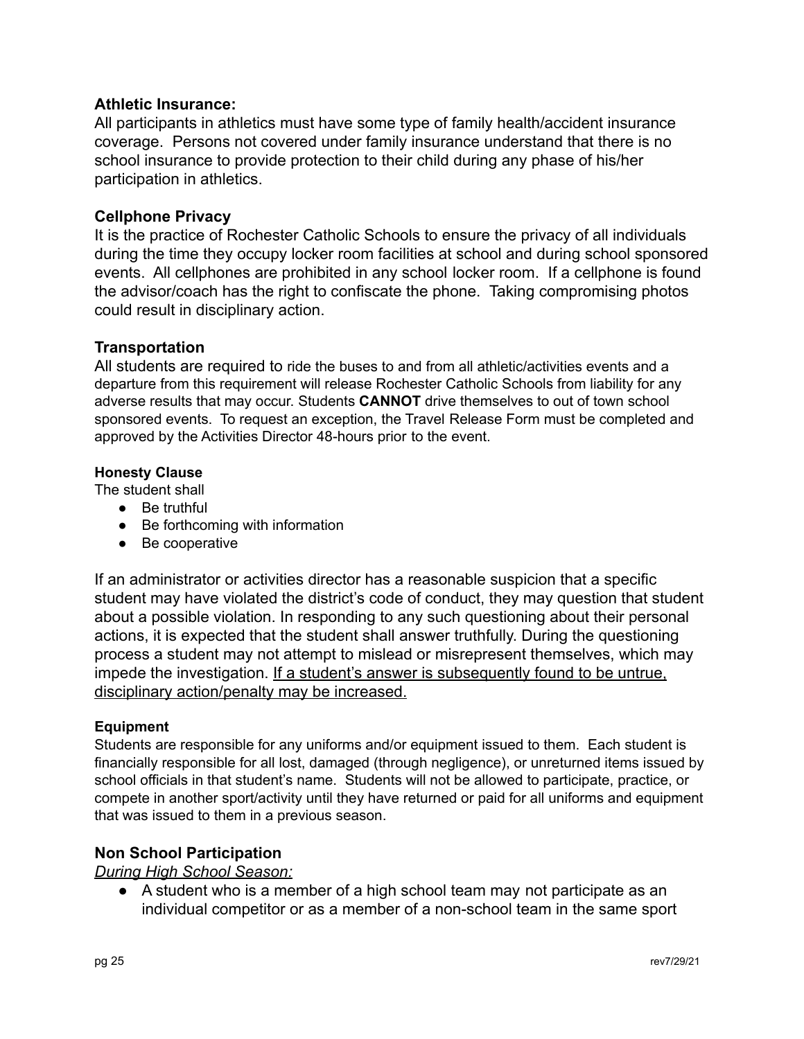### Athletic Insurance:

All participants in athletics must have some type of family health/accident insurance coverage. Persons not covered under family insurance understand that there is no school insurance to provide protection to their child during any phase of his/her participation in athletics.

### Cellphone Privacy

It is the practice of Rochester Catholic Schools to ensure the privacy of all individuals during the time they occupy locker room facilities at school and during school sponsored events. All cellphones are prohibited in any school locker room. If a cellphone is found the advisor/coach has the right to confiscate the phone. Taking compromising photos could result in disciplinary action.

### Transportation

All students are required to ride the buses to and from all athletic/activities events and a departure from this requirement will release Rochester Catholic Schools from liability for any adverse results that may occur. Students **CANNOT** drive themselves to out of town school sponsored events. To request an exception, the Travel Release Form must be completed and approved by the Activities Director 48-hours prior to the event.

#### Honesty Clause

The student shall

- Be truthful
- Be forthcoming with information
- Be cooperative

If an administrator or activities director has a reasonable suspicion that a specific student may have violated the district's code of conduct, they may question that student about a possible violation. In responding to any such questioning about their personal actions, it is expected that the student shall answer truthfully. During the questioning process a student may not attempt to mislead or misrepresent themselves, which may impede the investigation. <u>If a student's answer is subsequently found to be untrue, disciplinary action/penalty may be increased.</u>

#### Equipment

Students are responsible for any uniforms and/or equipment issued to them. Each student is financially responsible for all lost, damaged (through negligence), or unreturned items issued by school officials in that student's name. Students will not be allowed to participate, practice, or compete in another sport/activity until they have returned or paid for all uniforms and equipment that was issued to them in a previous season.

### Non School Participation

*<u>During High School Season:</u>*

- A student who is a member of a high school team may not participate as an individual competitor or as a member of a non-school team in the same sport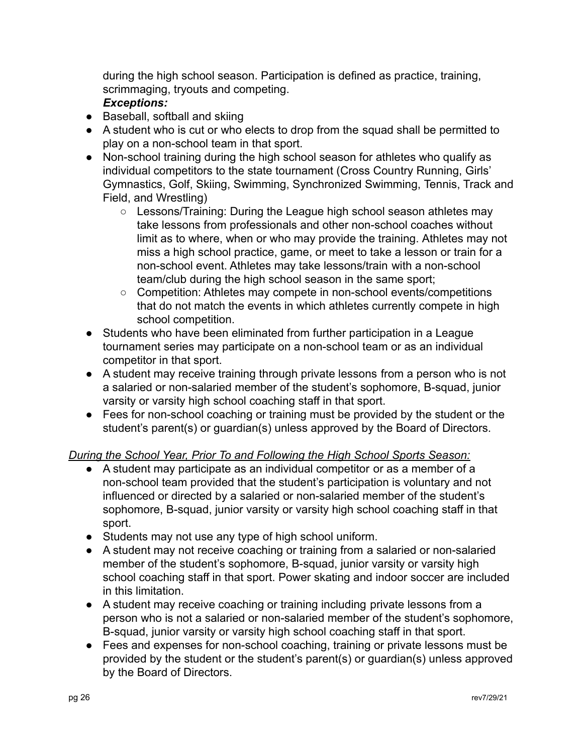during the high school season. Participation is defined as practice, training, scrimmaging, tryouts and competing.

***Exceptions:***

- Baseball, softball and skiing
- A student who is cut or who elects to drop from the squad shall be permitted to play on a non-school team in that sport.
- Non-school training during the high school season for athletes who qualify as individual competitors to the state tournament (Cross Country Running, Girls' Gymnastics, Golf, Skiing, Swimming, Synchronized Swimming, Tennis, Track and Field, and Wrestling)
  - Lessons/Training: During the League high school season athletes may take lessons from professionals and other non-school coaches without limit as to where, when or who may provide the training. Athletes may not miss a high school practice, game, or meet to take a lesson or train for a non-school event. Athletes may take lessons/train with a non-school team/club during the high school season in the same sport;
  - Competition: Athletes may compete in non-school events/competitions that do not match the events in which athletes currently compete in high school competition.
- Students who have been eliminated from further participation in a League tournament series may participate on a non-school team or as an individual competitor in that sport.
- A student may receive training through private lessons from a person who is not a salaried or non-salaried member of the student's sophomore, B-squad, junior varsity or varsity high school coaching staff in that sport.
- Fees for non-school coaching or training must be provided by the student or the student's parent(s) or guardian(s) unless approved by the Board of Directors.

*During the School Year, Prior To and Following the High School Sports Season:*

- A student may participate as an individual competitor or as a member of a non-school team provided that the student's participation is voluntary and not influenced or directed by a salaried or non-salaried member of the student's sophomore, B-squad, junior varsity or varsity high school coaching staff in that sport.
- Students may not use any type of high school uniform.
- A student may not receive coaching or training from a salaried or non-salaried member of the student's sophomore, B-squad, junior varsity or varsity high school coaching staff in that sport. Power skating and indoor soccer are included in this limitation.
- A student may receive coaching or training including private lessons from a person who is not a salaried or non-salaried member of the student's sophomore, B-squad, junior varsity or varsity high school coaching staff in that sport.
- Fees and expenses for non-school coaching, training or private lessons must be provided by the student or the student's parent(s) or guardian(s) unless approved by the Board of Directors.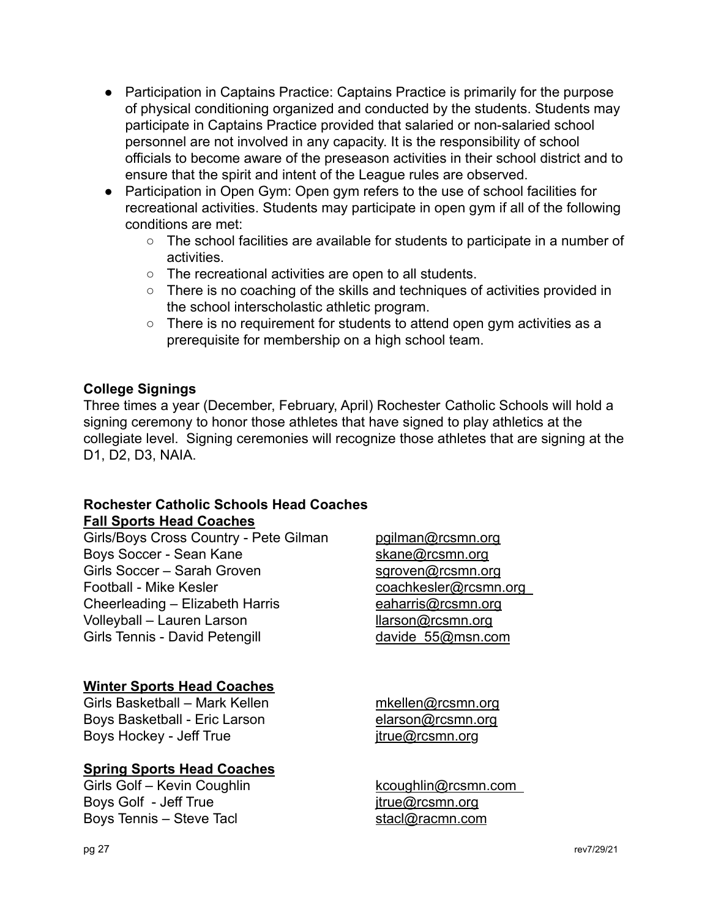- Participation in Captains Practice: Captains Practice is primarily for the purpose of physical conditioning organized and conducted by the students. Students may participate in Captains Practice provided that salaried or non-salaried school personnel are not involved in any capacity. It is the responsibility of school officials to become aware of the preseason activities in their school district and to ensure that the spirit and intent of the League rules are observed.
- Participation in Open Gym: Open gym refers to the use of school facilities for recreational activities. Students may participate in open gym if all of the following conditions are met:
  - The school facilities are available for students to participate in a number of activities.
  - The recreational activities are open to all students.
  - There is no coaching of the skills and techniques of activities provided in the school interscholastic athletic program.
  - There is no requirement for students to attend open gym activities as a prerequisite for membership on a high school team.

**College Signings**

Three times a year (December, February, April) Rochester Catholic Schools will hold a signing ceremony to honor those athletes that have signed to play athletics at the collegiate level. Signing ceremonies will recognize those athletes that are signing at the D1, D2, D3, NAIA.

**Rochester Catholic Schools Head Coaches**

**Fall Sports Head Coaches**

Girls/Boys Cross Country - Pete Gilman pgilman@rcsmn.org
Boys Soccer - Sean Kane skane@rcsmn.org
Girls Soccer – Sarah Groven sgroven@rcsmn.org
Football - Mike Kesler coachkesler@rcsmn.org
Cheerleading – Elizabeth Harris eaharris@rcsmn.org
Volleyball – Lauren Larson llarson@rcsmn.org
Girls Tennis - David Petengill davide_55@msn.com

**Winter Sports Head Coaches**

Girls Basketball – Mark Kellen mkellen@rcsmn.org
Boys Basketball - Eric Larson elarson@rcsmn.org
Boys Hockey - Jeff True jtrue@rcsmn.org

**Spring Sports Head Coaches**

Girls Golf – Kevin Coughlin kcoughlin@rcsmn.com
Boys Golf - Jeff True jtrue@rcsmn.org
Boys Tennis – Steve Tacl stacl@racmn.com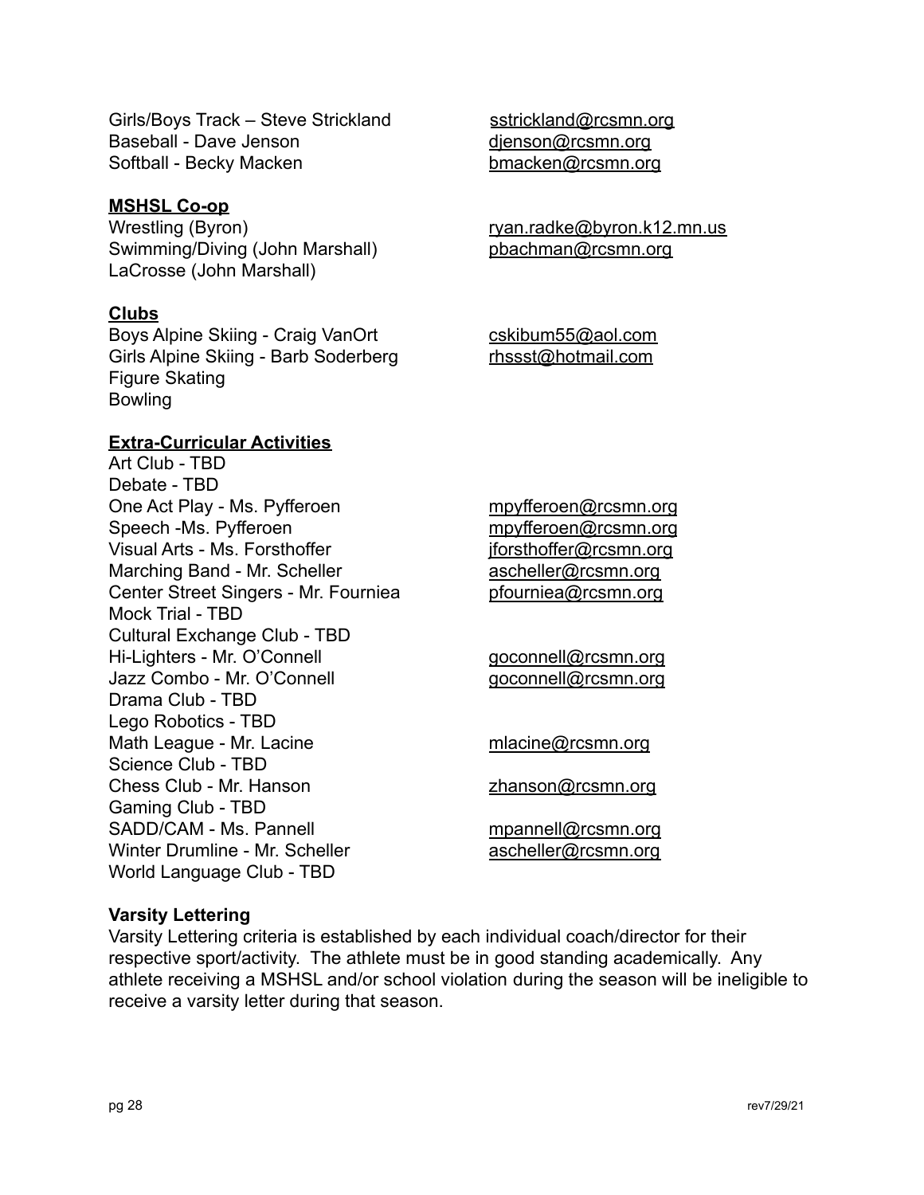Girls/Boys Track – Steve Strickland sstrickland@rcsmn.org
Baseball - Dave Jenson djenson@rcsmn.org
Softball - Becky Macken bmacken@rcsmn.org

**MSHSL Co-op**

Wrestling (Byron) ryan.radke@byron.k12.mn.us
Swimming/Diving (John Marshall) pbachman@rcsmn.org
LaCrosse (John Marshall)

**Clubs**

Boys Alpine Skiing - Craig VanOrt cskibum55@aol.com
Girls Alpine Skiing - Barb Soderberg rhssst@hotmail.com
Figure Skating
Bowling

**Extra-Curricular Activities**

Art Club - TBD
Debate - TBD
One Act Play - Ms. Pyfferoen mpyfferoen@rcsmn.org
Speech -Ms. Pyfferoen mpyfferoen@rcsmn.org
Visual Arts - Ms. Forsthoffer jforsthoffer@rcsmn.org
Marching Band - Mr. Scheller ascheller@rcsmn.org
Center Street Singers - Mr. Fourniea pfourniea@rcsmn.org
Mock Trial - TBD
Cultural Exchange Club - TBD
Hi-Lighters - Mr. O'Connell goconnell@rcsmn.org
Jazz Combo - Mr. O'Connell goconnell@rcsmn.org
Drama Club - TBD
Lego Robotics - TBD
Math League - Mr. Lacine mlacine@rcsmn.org
Science Club - TBD
Chess Club - Mr. Hanson zhanson@rcsmn.org
Gaming Club - TBD
SADD/CAM - Ms. Pannell mpannell@rcsmn.org
Winter Drumline - Mr. Scheller ascheller@rcsmn.org
World Language Club - TBD

**Varsity Lettering**

Varsity Lettering criteria is established by each individual coach/director for their respective sport/activity. The athlete must be in good standing academically. Any athlete receiving a MSHSL and/or school violation during the season will be ineligible to receive a varsity letter during that season.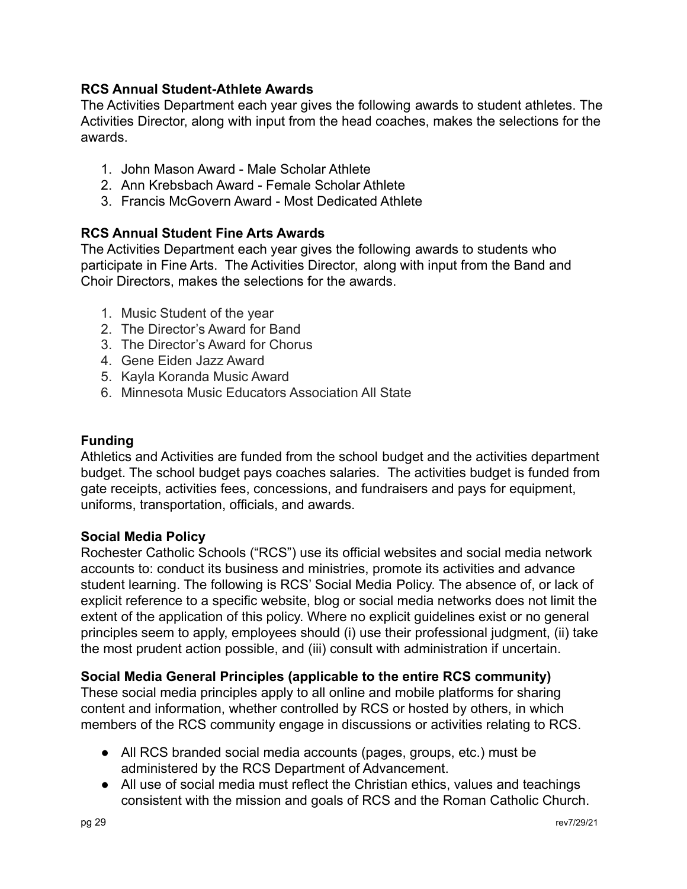**RCS Annual Student-Athlete Awards**
The Activities Department each year gives the following awards to student athletes. The Activities Director, along with input from the head coaches, makes the selections for the awards.

1. John Mason Award - Male Scholar Athlete
2. Ann Krebsbach Award - Female Scholar Athlete
3. Francis McGovern Award - Most Dedicated Athlete

**RCS Annual Student Fine Arts Awards**
The Activities Department each year gives the following awards to students who participate in Fine Arts. The Activities Director, along with input from the Band and Choir Directors, makes the selections for the awards.

1. Music Student of the year
2. The Director's Award for Band
3. The Director's Award for Chorus
4. Gene Eiden Jazz Award
5. Kayla Koranda Music Award
6. Minnesota Music Educators Association All State

**Funding**
Athletics and Activities are funded from the school budget and the activities department budget. The school budget pays coaches salaries. The activities budget is funded from gate receipts, activities fees, concessions, and fundraisers and pays for equipment, uniforms, transportation, officials, and awards.

**Social Media Policy**
Rochester Catholic Schools ("RCS") use its official websites and social media network accounts to: conduct its business and ministries, promote its activities and advance student learning. The following is RCS' Social Media Policy. The absence of, or lack of explicit reference to a specific website, blog or social media networks does not limit the extent of the application of this policy. Where no explicit guidelines exist or no general principles seem to apply, employees should (i) use their professional judgment, (ii) take the most prudent action possible, and (iii) consult with administration if uncertain.

**Social Media General Principles (applicable to the entire RCS community)**
These social media principles apply to all online and mobile platforms for sharing content and information, whether controlled by RCS or hosted by others, in which members of the RCS community engage in discussions or activities relating to RCS.

- All RCS branded social media accounts (pages, groups, etc.) must be administered by the RCS Department of Advancement.
- All use of social media must reflect the Christian ethics, values and teachings consistent with the mission and goals of RCS and the Roman Catholic Church.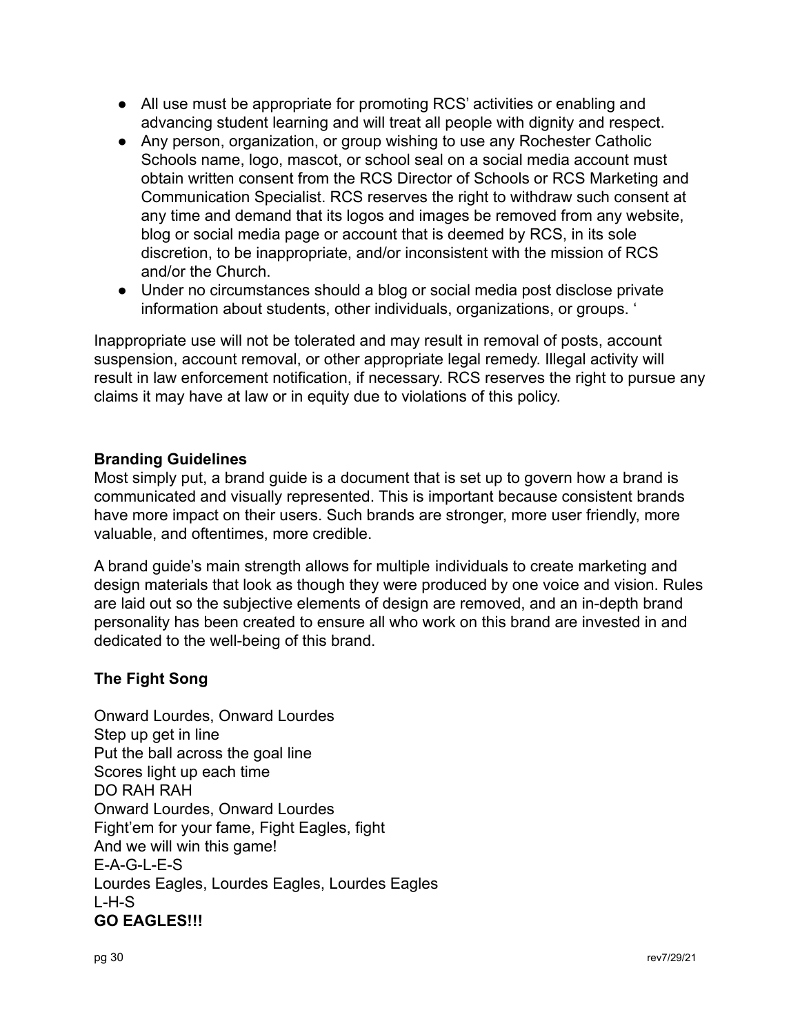- All use must be appropriate for promoting RCS' activities or enabling and advancing student learning and will treat all people with dignity and respect.
- Any person, organization, or group wishing to use any Rochester Catholic Schools name, logo, mascot, or school seal on a social media account must obtain written consent from the RCS Director of Schools or RCS Marketing and Communication Specialist. RCS reserves the right to withdraw such consent at any time and demand that its logos and images be removed from any website, blog or social media page or account that is deemed by RCS, in its sole discretion, to be inappropriate, and/or inconsistent with the mission of RCS and/or the Church.
- Under no circumstances should a blog or social media post disclose private information about students, other individuals, organizations, or groups. '

Inappropriate use will not be tolerated and may result in removal of posts, account suspension, account removal, or other appropriate legal remedy. Illegal activity will result in law enforcement notification, if necessary. RCS reserves the right to pursue any claims it may have at law or in equity due to violations of this policy.

**Branding Guidelines**

Most simply put, a brand guide is a document that is set up to govern how a brand is communicated and visually represented. This is important because consistent brands have more impact on their users. Such brands are stronger, more user friendly, more valuable, and oftentimes, more credible.

A brand guide's main strength allows for multiple individuals to create marketing and design materials that look as though they were produced by one voice and vision. Rules are laid out so the subjective elements of design are removed, and an in-depth brand personality has been created to ensure all who work on this brand are invested in and dedicated to the well-being of this brand.

**The Fight Song**

Onward Lourdes, Onward Lourdes
Step up get in line
Put the ball across the goal line
Scores light up each time
DO RAH RAH
Onward Lourdes, Onward Lourdes
Fight'em for your fame, Fight Eagles, fight
And we will win this game!
E-A-G-L-E-S
Lourdes Eagles, Lourdes Eagles, Lourdes Eagles
L-H-S
**GO EAGLES!!!**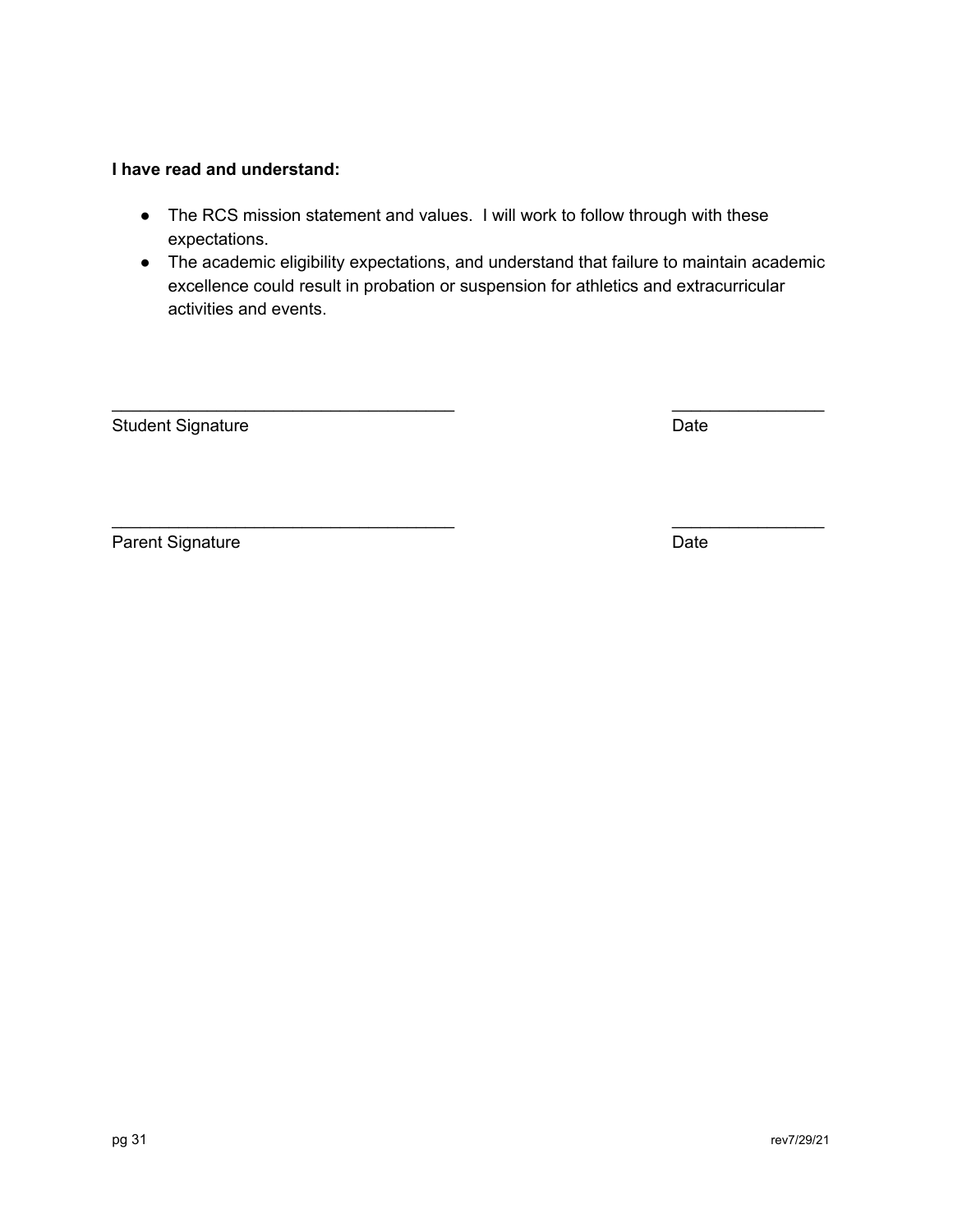**I have read and understand:**

- The RCS mission statement and values. I will work to follow through with these expectations.
- The academic eligibility expectations, and understand that failure to maintain academic excellence could result in probation or suspension for athletics and extracurricular activities and events.

| | |
|---|---|
| ____________________________________ | ________________ |
| Student Signature | Date |
| ____________________________________ | ________________ |
| Parent Signature | Date |